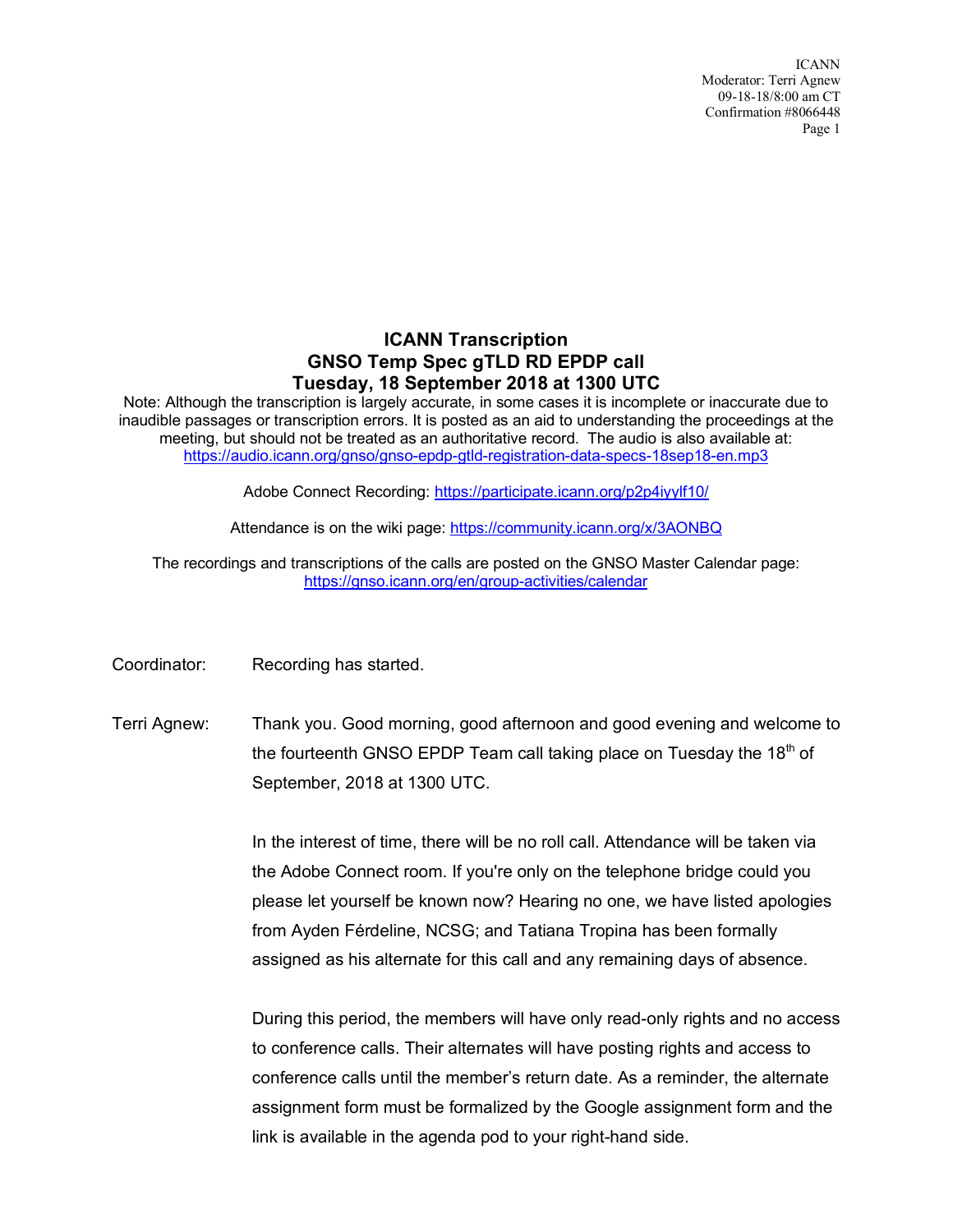# ICANN Transcription
# GNSO Temp Spec gTLD RD EPDP call
# Tuesday, 18 September 2018 at 1300 UTC

Note: Although the transcription is largely accurate, in some cases it is incomplete or inaccurate due to inaudible passages or transcription errors. It is posted as an aid to understanding the proceedings at the meeting, but should not be treated as an authoritative record. The audio is also available at: https://audio.icann.org/gnso/gnso-epdp-gtld-registration-data-specs-18sep18-en.mp3

Adobe Connect Recording: https://participate.icann.org/p2p4iyylf10/

Attendance is on the wiki page: https://community.icann.org/x/3AONBQ

The recordings and transcriptions of the calls are posted on the GNSO Master Calendar page: https://gnso.icann.org/en/group-activities/calendar

Coordinator: Recording has started.

Terri Agnew: Thank you. Good morning, good afternoon and good evening and welcome to the fourteenth GNSO EPDP Team call taking place on Tuesday the 18th of September, 2018 at 1300 UTC.

In the interest of time, there will be no roll call. Attendance will be taken via the Adobe Connect room. If you're only on the telephone bridge could you please let yourself be known now? Hearing no one, we have listed apologies from Ayden Férdeline, NCSG; and Tatiana Tropina has been formally assigned as his alternate for this call and any remaining days of absence.

During this period, the members will have only read-only rights and no access to conference calls. Their alternates will have posting rights and access to conference calls until the member's return date. As a reminder, the alternate assignment form must be formalized by the Google assignment form and the link is available in the agenda pod to your right-hand side.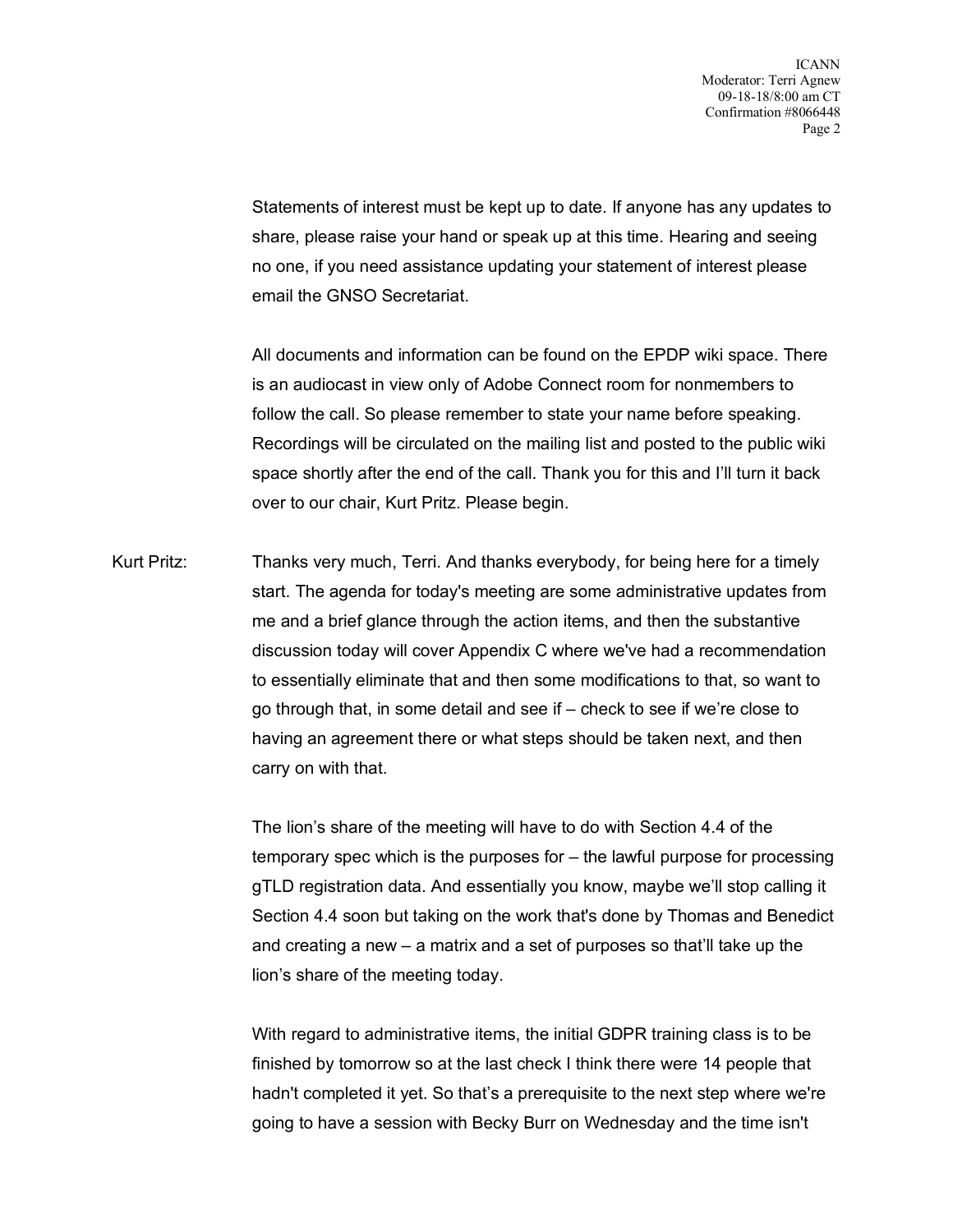Statements of interest must be kept up to date. If anyone has any updates to share, please raise your hand or speak up at this time. Hearing and seeing no one, if you need assistance updating your statement of interest please email the GNSO Secretariat.

All documents and information can be found on the EPDP wiki space. There is an audiocast in view only of Adobe Connect room for nonmembers to follow the call. So please remember to state your name before speaking. Recordings will be circulated on the mailing list and posted to the public wiki space shortly after the end of the call. Thank you for this and I'll turn it back over to our chair, Kurt Pritz. Please begin.

Kurt Pritz: Thanks very much, Terri. And thanks everybody, for being here for a timely start. The agenda for today's meeting are some administrative updates from me and a brief glance through the action items, and then the substantive discussion today will cover Appendix C where we've had a recommendation to essentially eliminate that and then some modifications to that, so want to go through that, in some detail and see if – check to see if we're close to having an agreement there or what steps should be taken next, and then carry on with that.

The lion's share of the meeting will have to do with Section 4.4 of the temporary spec which is the purposes for – the lawful purpose for processing gTLD registration data. And essentially you know, maybe we'll stop calling it Section 4.4 soon but taking on the work that's done by Thomas and Benedict and creating a new – a matrix and a set of purposes so that'll take up the lion's share of the meeting today.

With regard to administrative items, the initial GDPR training class is to be finished by tomorrow so at the last check I think there were 14 people that hadn't completed it yet. So that's a prerequisite to the next step where we're going to have a session with Becky Burr on Wednesday and the time isn't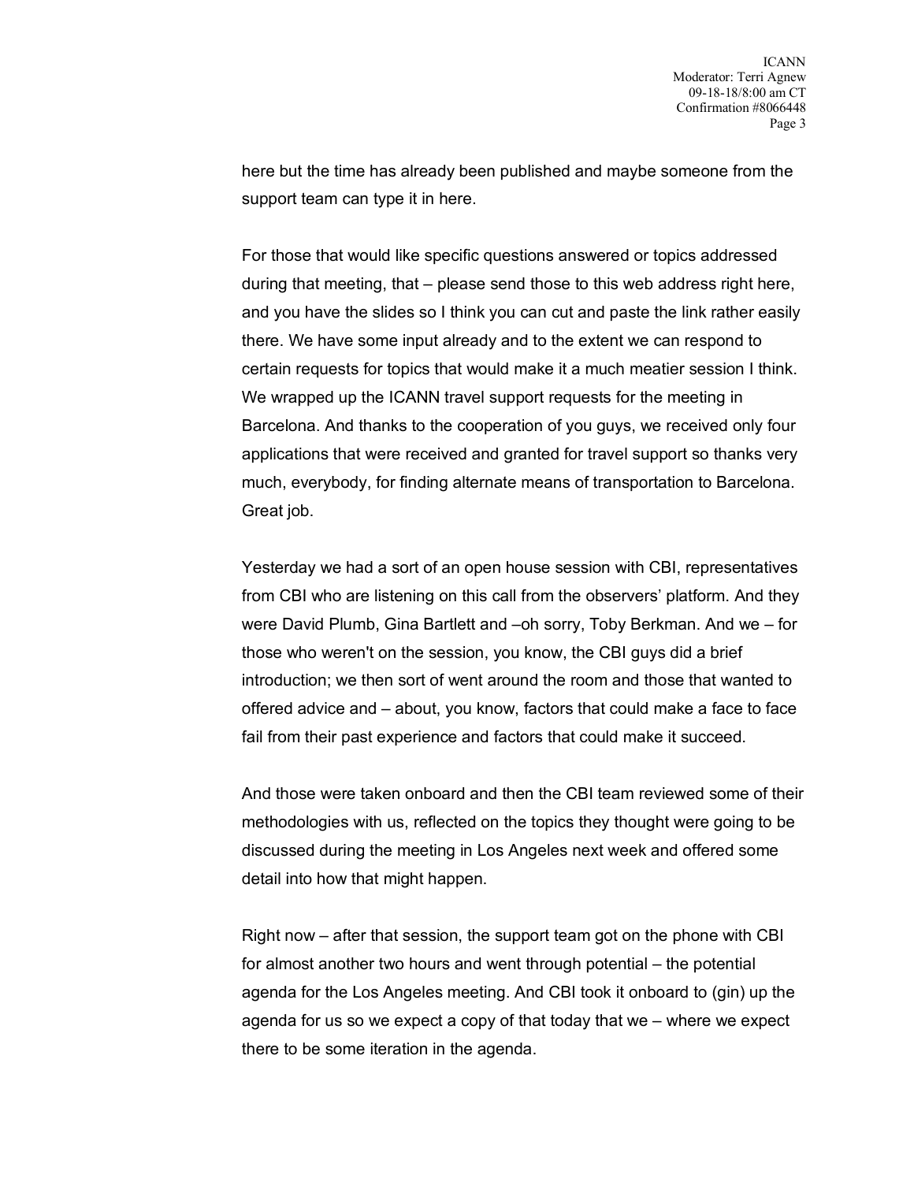here but the time has already been published and maybe someone from the support team can type it in here.

For those that would like specific questions answered or topics addressed during that meeting, that – please send those to this web address right here, and you have the slides so I think you can cut and paste the link rather easily there. We have some input already and to the extent we can respond to certain requests for topics that would make it a much meatier session I think. We wrapped up the ICANN travel support requests for the meeting in Barcelona. And thanks to the cooperation of you guys, we received only four applications that were received and granted for travel support so thanks very much, everybody, for finding alternate means of transportation to Barcelona. Great job.

Yesterday we had a sort of an open house session with CBI, representatives from CBI who are listening on this call from the observers' platform. And they were David Plumb, Gina Bartlett and –oh sorry, Toby Berkman. And we – for those who weren't on the session, you know, the CBI guys did a brief introduction; we then sort of went around the room and those that wanted to offered advice and – about, you know, factors that could make a face to face fail from their past experience and factors that could make it succeed.

And those were taken onboard and then the CBI team reviewed some of their methodologies with us, reflected on the topics they thought were going to be discussed during the meeting in Los Angeles next week and offered some detail into how that might happen.

Right now – after that session, the support team got on the phone with CBI for almost another two hours and went through potential – the potential agenda for the Los Angeles meeting. And CBI took it onboard to (gin) up the agenda for us so we expect a copy of that today that we – where we expect there to be some iteration in the agenda.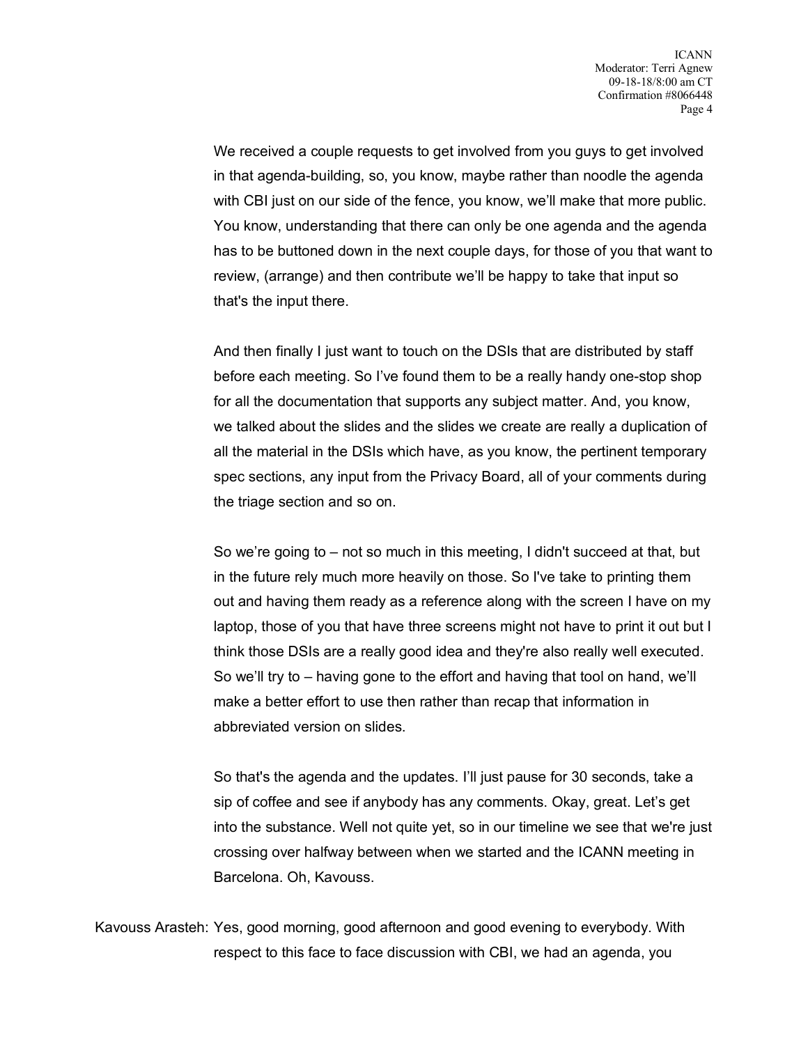We received a couple requests to get involved from you guys to get involved in that agenda-building, so, you know, maybe rather than noodle the agenda with CBI just on our side of the fence, you know, we'll make that more public. You know, understanding that there can only be one agenda and the agenda has to be buttoned down in the next couple days, for those of you that want to review, (arrange) and then contribute we'll be happy to take that input so that's the input there.

And then finally I just want to touch on the DSIs that are distributed by staff before each meeting. So I've found them to be a really handy one-stop shop for all the documentation that supports any subject matter. And, you know, we talked about the slides and the slides we create are really a duplication of all the material in the DSIs which have, as you know, the pertinent temporary spec sections, any input from the Privacy Board, all of your comments during the triage section and so on.

So we're going to – not so much in this meeting, I didn't succeed at that, but in the future rely much more heavily on those. So I've take to printing them out and having them ready as a reference along with the screen I have on my laptop, those of you that have three screens might not have to print it out but I think those DSIs are a really good idea and they're also really well executed. So we'll try to – having gone to the effort and having that tool on hand, we'll make a better effort to use then rather than recap that information in abbreviated version on slides.

So that's the agenda and the updates. I'll just pause for 30 seconds, take a sip of coffee and see if anybody has any comments. Okay, great. Let's get into the substance. Well not quite yet, so in our timeline we see that we're just crossing over halfway between when we started and the ICANN meeting in Barcelona. Oh, Kavouss.

Kavouss Arasteh: Yes, good morning, good afternoon and good evening to everybody. With respect to this face to face discussion with CBI, we had an agenda, you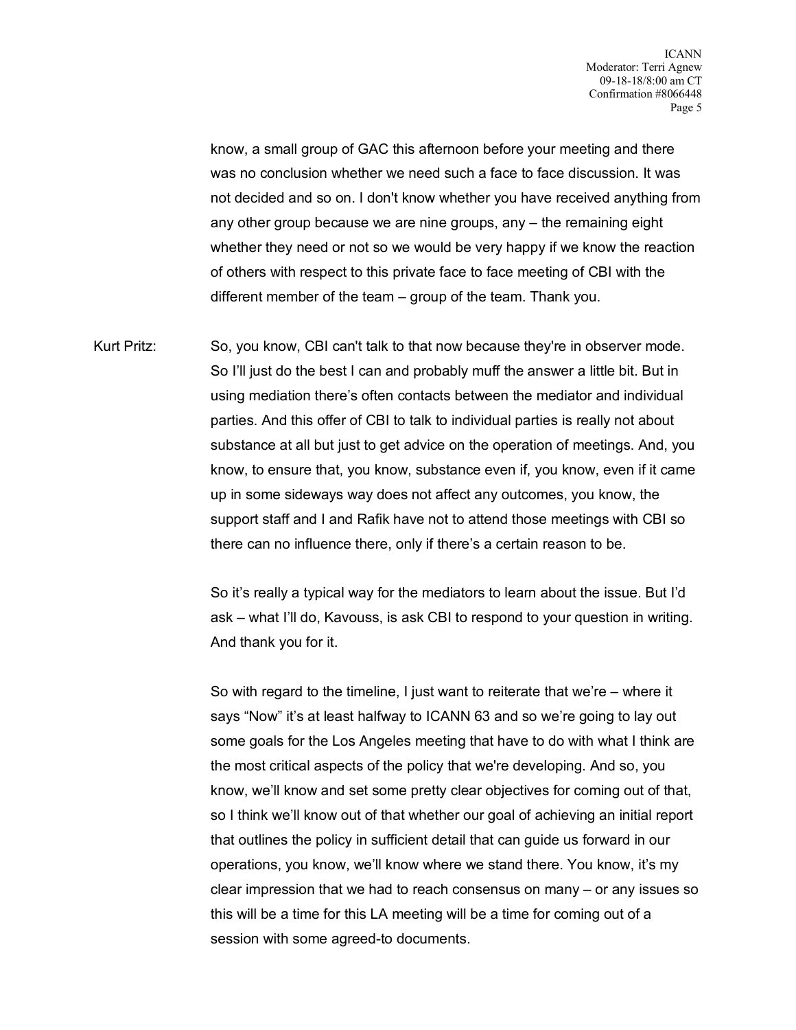know, a small group of GAC this afternoon before your meeting and there was no conclusion whether we need such a face to face discussion. It was not decided and so on. I don't know whether you have received anything from any other group because we are nine groups, any – the remaining eight whether they need or not so we would be very happy if we know the reaction of others with respect to this private face to face meeting of CBI with the different member of the team – group of the team. Thank you.

Kurt Pritz: So, you know, CBI can't talk to that now because they're in observer mode. So I'll just do the best I can and probably muff the answer a little bit. But in using mediation there's often contacts between the mediator and individual parties. And this offer of CBI to talk to individual parties is really not about substance at all but just to get advice on the operation of meetings. And, you know, to ensure that, you know, substance even if, you know, even if it came up in some sideways way does not affect any outcomes, you know, the support staff and I and Rafik have not to attend those meetings with CBI so there can no influence there, only if there's a certain reason to be.

So it's really a typical way for the mediators to learn about the issue. But I'd ask – what I'll do, Kavouss, is ask CBI to respond to your question in writing. And thank you for it.

So with regard to the timeline, I just want to reiterate that we're – where it says "Now" it's at least halfway to ICANN 63 and so we're going to lay out some goals for the Los Angeles meeting that have to do with what I think are the most critical aspects of the policy that we're developing. And so, you know, we'll know and set some pretty clear objectives for coming out of that, so I think we'll know out of that whether our goal of achieving an initial report that outlines the policy in sufficient detail that can guide us forward in our operations, you know, we'll know where we stand there. You know, it's my clear impression that we had to reach consensus on many – or any issues so this will be a time for this LA meeting will be a time for coming out of a session with some agreed-to documents.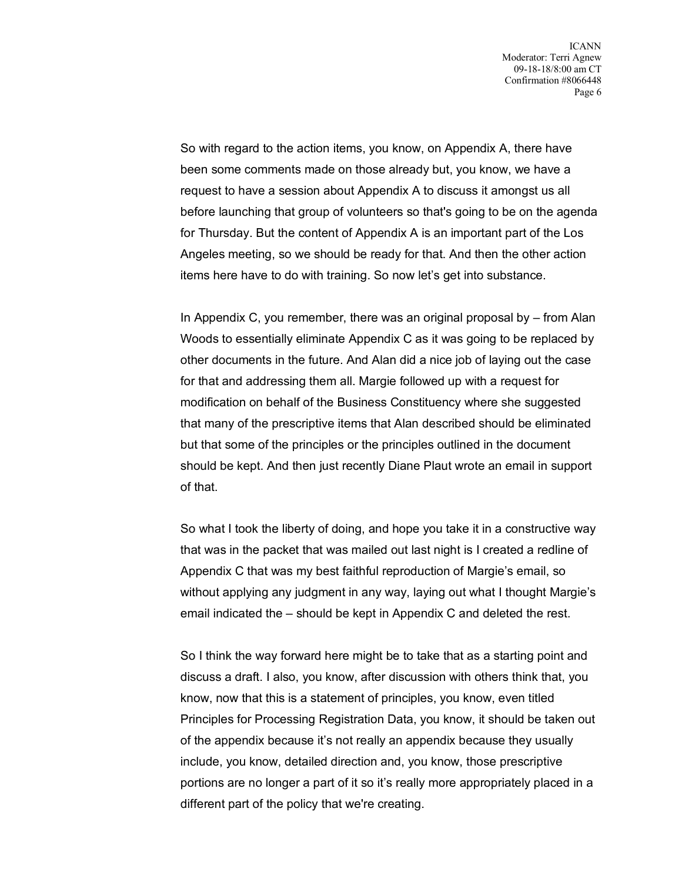So with regard to the action items, you know, on Appendix A, there have been some comments made on those already but, you know, we have a request to have a session about Appendix A to discuss it amongst us all before launching that group of volunteers so that's going to be on the agenda for Thursday. But the content of Appendix A is an important part of the Los Angeles meeting, so we should be ready for that. And then the other action items here have to do with training. So now let's get into substance.

In Appendix C, you remember, there was an original proposal by – from Alan Woods to essentially eliminate Appendix C as it was going to be replaced by other documents in the future. And Alan did a nice job of laying out the case for that and addressing them all. Margie followed up with a request for modification on behalf of the Business Constituency where she suggested that many of the prescriptive items that Alan described should be eliminated but that some of the principles or the principles outlined in the document should be kept. And then just recently Diane Plaut wrote an email in support of that.

So what I took the liberty of doing, and hope you take it in a constructive way that was in the packet that was mailed out last night is I created a redline of Appendix C that was my best faithful reproduction of Margie's email, so without applying any judgment in any way, laying out what I thought Margie's email indicated the – should be kept in Appendix C and deleted the rest.

So I think the way forward here might be to take that as a starting point and discuss a draft. I also, you know, after discussion with others think that, you know, now that this is a statement of principles, you know, even titled Principles for Processing Registration Data, you know, it should be taken out of the appendix because it's not really an appendix because they usually include, you know, detailed direction and, you know, those prescriptive portions are no longer a part of it so it's really more appropriately placed in a different part of the policy that we're creating.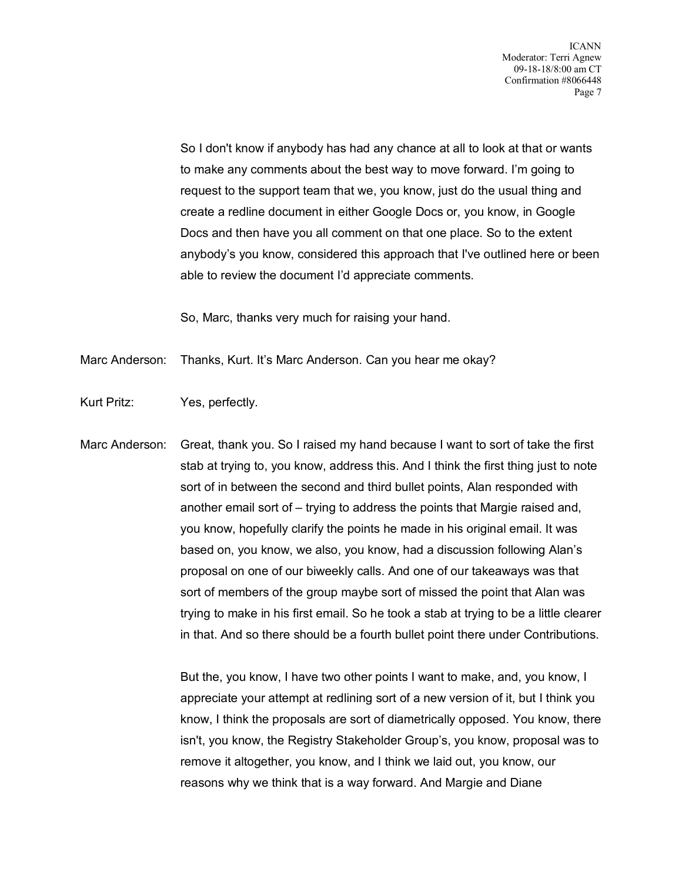So I don't know if anybody has had any chance at all to look at that or wants to make any comments about the best way to move forward. I'm going to request to the support team that we, you know, just do the usual thing and create a redline document in either Google Docs or, you know, in Google Docs and then have you all comment on that one place. So to the extent anybody's you know, considered this approach that I've outlined here or been able to review the document I'd appreciate comments.

So, Marc, thanks very much for raising your hand.

Marc Anderson: Thanks, Kurt. It's Marc Anderson. Can you hear me okay?

Kurt Pritz: Yes, perfectly.

Marc Anderson: Great, thank you. So I raised my hand because I want to sort of take the first stab at trying to, you know, address this. And I think the first thing just to note sort of in between the second and third bullet points, Alan responded with another email sort of – trying to address the points that Margie raised and, you know, hopefully clarify the points he made in his original email. It was based on, you know, we also, you know, had a discussion following Alan's proposal on one of our biweekly calls. And one of our takeaways was that sort of members of the group maybe sort of missed the point that Alan was trying to make in his first email. So he took a stab at trying to be a little clearer in that. And so there should be a fourth bullet point there under Contributions.

But the, you know, I have two other points I want to make, and, you know, I appreciate your attempt at redlining sort of a new version of it, but I think you know, I think the proposals are sort of diametrically opposed. You know, there isn't, you know, the Registry Stakeholder Group's, you know, proposal was to remove it altogether, you know, and I think we laid out, you know, our reasons why we think that is a way forward. And Margie and Diane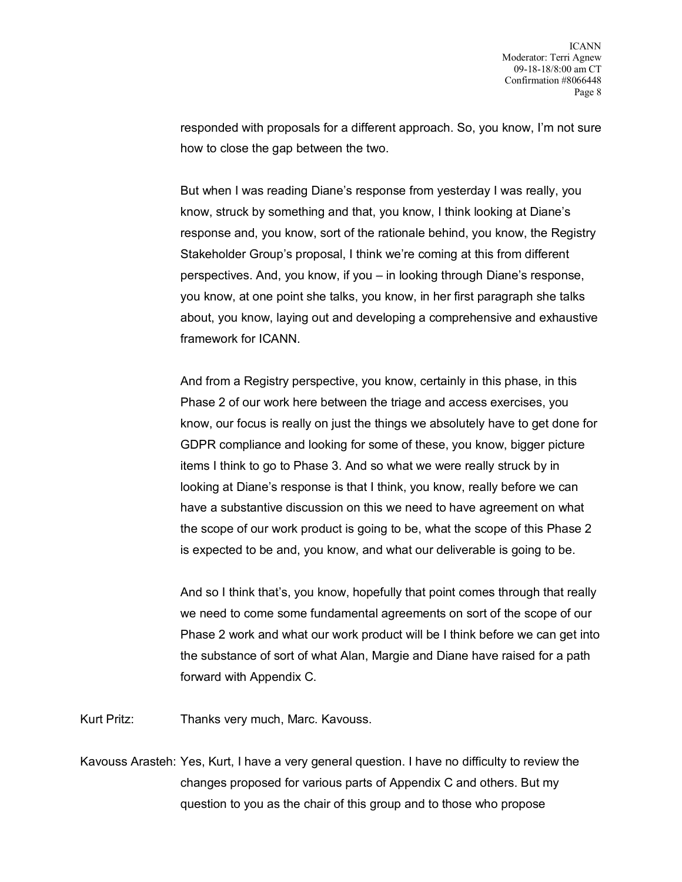responded with proposals for a different approach. So, you know, I'm not sure how to close the gap between the two.

But when I was reading Diane's response from yesterday I was really, you know, struck by something and that, you know, I think looking at Diane's response and, you know, sort of the rationale behind, you know, the Registry Stakeholder Group's proposal, I think we're coming at this from different perspectives. And, you know, if you – in looking through Diane's response, you know, at one point she talks, you know, in her first paragraph she talks about, you know, laying out and developing a comprehensive and exhaustive framework for ICANN.

And from a Registry perspective, you know, certainly in this phase, in this Phase 2 of our work here between the triage and access exercises, you know, our focus is really on just the things we absolutely have to get done for GDPR compliance and looking for some of these, you know, bigger picture items I think to go to Phase 3. And so what we were really struck by in looking at Diane's response is that I think, you know, really before we can have a substantive discussion on this we need to have agreement on what the scope of our work product is going to be, what the scope of this Phase 2 is expected to be and, you know, and what our deliverable is going to be.

And so I think that's, you know, hopefully that point comes through that really we need to come some fundamental agreements on sort of the scope of our Phase 2 work and what our work product will be I think before we can get into the substance of sort of what Alan, Margie and Diane have raised for a path forward with Appendix C.

Kurt Pritz: Thanks very much, Marc. Kavouss.

Kavouss Arasteh: Yes, Kurt, I have a very general question. I have no difficulty to review the changes proposed for various parts of Appendix C and others. But my question to you as the chair of this group and to those who propose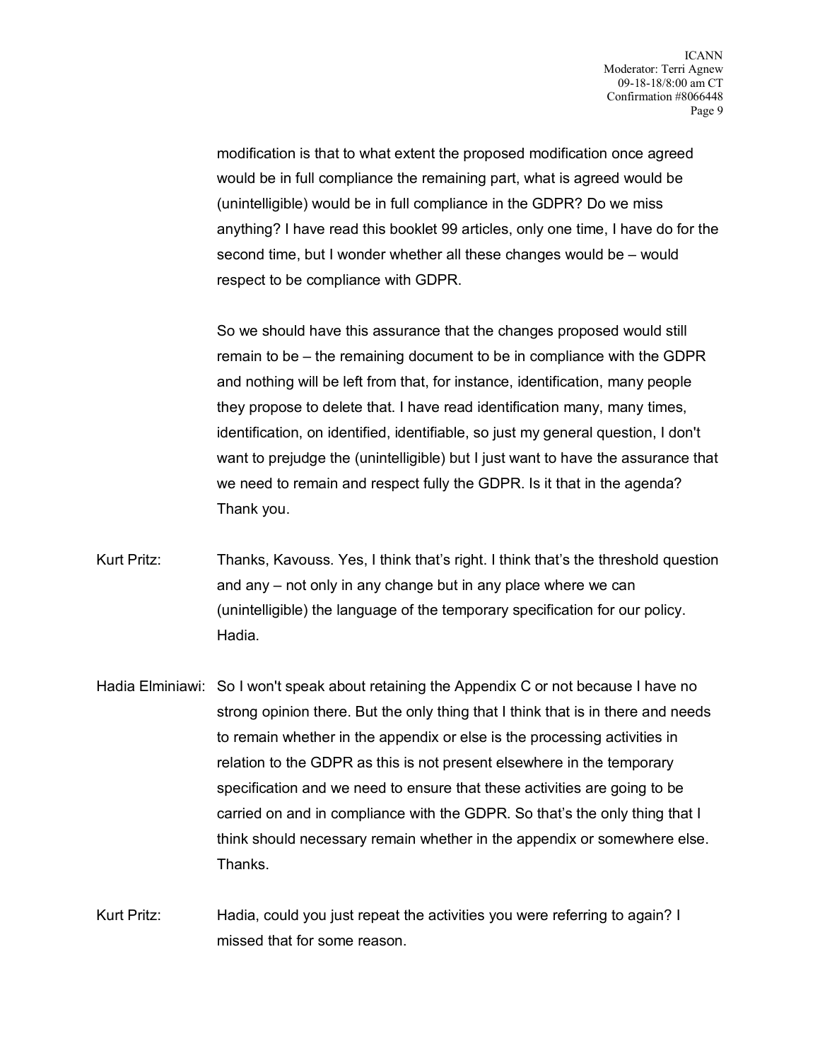modification is that to what extent the proposed modification once agreed would be in full compliance the remaining part, what is agreed would be (unintelligible) would be in full compliance in the GDPR? Do we miss anything? I have read this booklet 99 articles, only one time, I have do for the second time, but I wonder whether all these changes would be – would respect to be compliance with GDPR.

So we should have this assurance that the changes proposed would still remain to be – the remaining document to be in compliance with the GDPR and nothing will be left from that, for instance, identification, many people they propose to delete that. I have read identification many, many times, identification, on identified, identifiable, so just my general question, I don't want to prejudge the (unintelligible) but I just want to have the assurance that we need to remain and respect fully the GDPR. Is it that in the agenda? Thank you.

Kurt Pritz: Thanks, Kavouss. Yes, I think that's right. I think that's the threshold question and any – not only in any change but in any place where we can (unintelligible) the language of the temporary specification for our policy. Hadia.

Hadia Elminiawi: So I won't speak about retaining the Appendix C or not because I have no strong opinion there. But the only thing that I think that is in there and needs to remain whether in the appendix or else is the processing activities in relation to the GDPR as this is not present elsewhere in the temporary specification and we need to ensure that these activities are going to be carried on and in compliance with the GDPR. So that's the only thing that I think should necessary remain whether in the appendix or somewhere else. Thanks.

Kurt Pritz: Hadia, could you just repeat the activities you were referring to again? I missed that for some reason.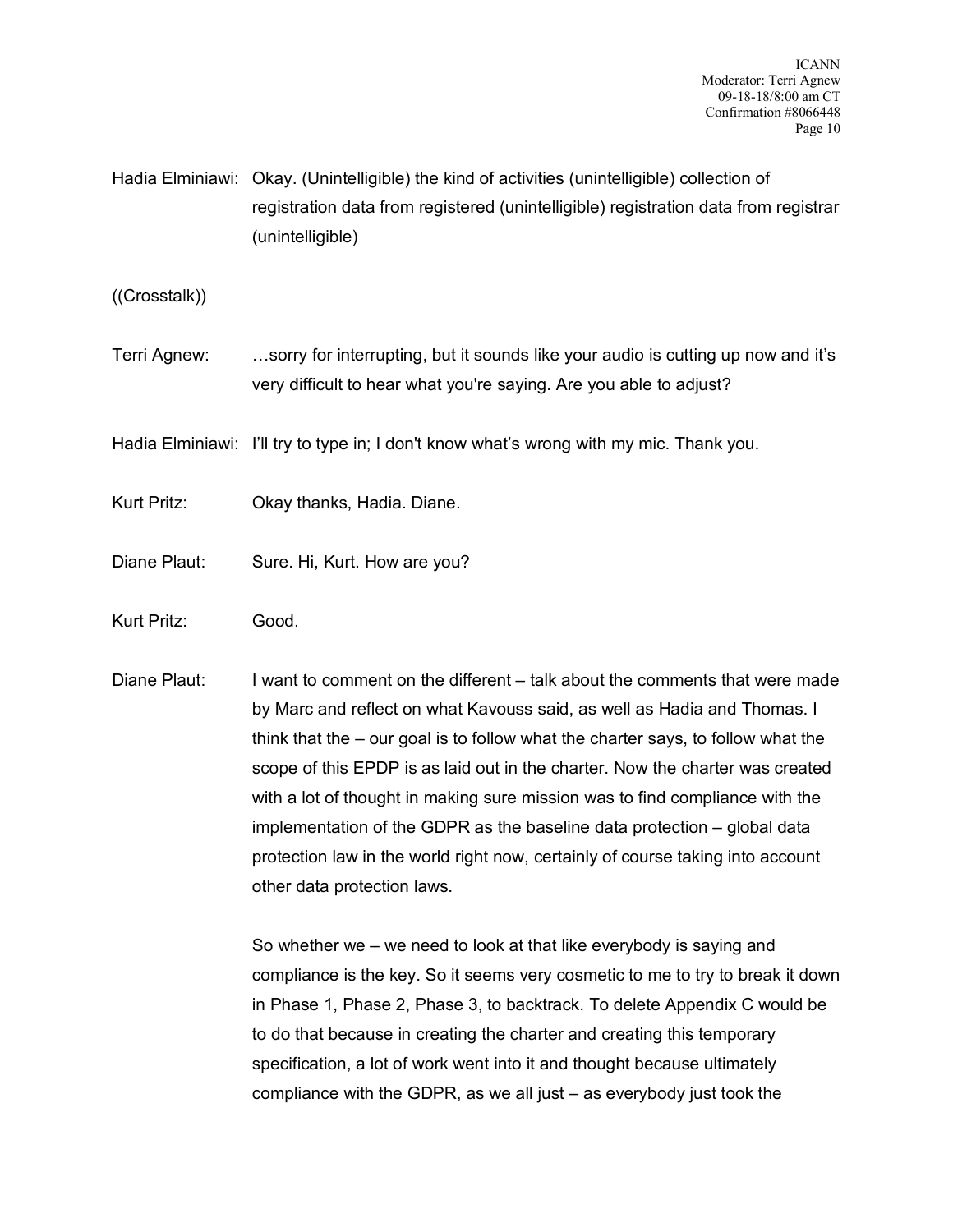Hadia Elminiawi: Okay. (Unintelligible) the kind of activities (unintelligible) collection of registration data from registered (unintelligible) registration data from registrar (unintelligible)

((Crosstalk))

Terri Agnew: …sorry for interrupting, but it sounds like your audio is cutting up now and it's very difficult to hear what you're saying. Are you able to adjust?

Hadia Elminiawi: I'll try to type in; I don't know what's wrong with my mic. Thank you.

Kurt Pritz: Okay thanks, Hadia. Diane.

Diane Plaut: Sure. Hi, Kurt. How are you?

Kurt Pritz: Good.

Diane Plaut: I want to comment on the different – talk about the comments that were made by Marc and reflect on what Kavouss said, as well as Hadia and Thomas. I think that the – our goal is to follow what the charter says, to follow what the scope of this EPDP is as laid out in the charter. Now the charter was created with a lot of thought in making sure mission was to find compliance with the implementation of the GDPR as the baseline data protection – global data protection law in the world right now, certainly of course taking into account other data protection laws.

So whether we – we need to look at that like everybody is saying and compliance is the key. So it seems very cosmetic to me to try to break it down in Phase 1, Phase 2, Phase 3, to backtrack. To delete Appendix C would be to do that because in creating the charter and creating this temporary specification, a lot of work went into it and thought because ultimately compliance with the GDPR, as we all just – as everybody just took the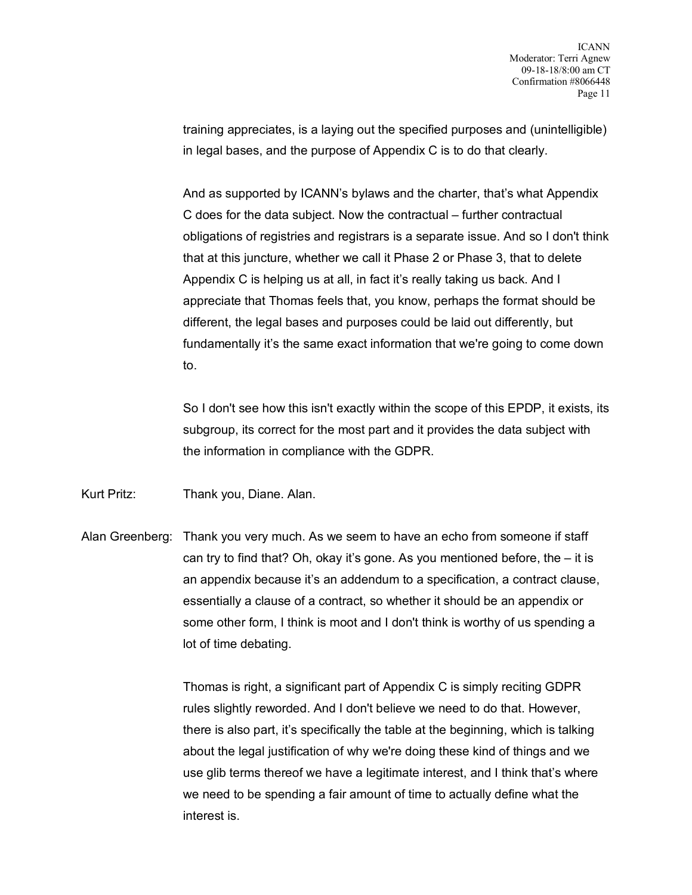training appreciates, is a laying out the specified purposes and (unintelligible) in legal bases, and the purpose of Appendix C is to do that clearly.

And as supported by ICANN's bylaws and the charter, that's what Appendix C does for the data subject. Now the contractual – further contractual obligations of registries and registrars is a separate issue. And so I don't think that at this juncture, whether we call it Phase 2 or Phase 3, that to delete Appendix C is helping us at all, in fact it's really taking us back. And I appreciate that Thomas feels that, you know, perhaps the format should be different, the legal bases and purposes could be laid out differently, but fundamentally it's the same exact information that we're going to come down to.

So I don't see how this isn't exactly within the scope of this EPDP, it exists, its subgroup, its correct for the most part and it provides the data subject with the information in compliance with the GDPR.

Kurt Pritz: Thank you, Diane. Alan.

Alan Greenberg: Thank you very much. As we seem to have an echo from someone if staff can try to find that? Oh, okay it's gone. As you mentioned before, the – it is an appendix because it's an addendum to a specification, a contract clause, essentially a clause of a contract, so whether it should be an appendix or some other form, I think is moot and I don't think is worthy of us spending a lot of time debating.

Thomas is right, a significant part of Appendix C is simply reciting GDPR rules slightly reworded. And I don't believe we need to do that. However, there is also part, it's specifically the table at the beginning, which is talking about the legal justification of why we're doing these kind of things and we use glib terms thereof we have a legitimate interest, and I think that's where we need to be spending a fair amount of time to actually define what the interest is.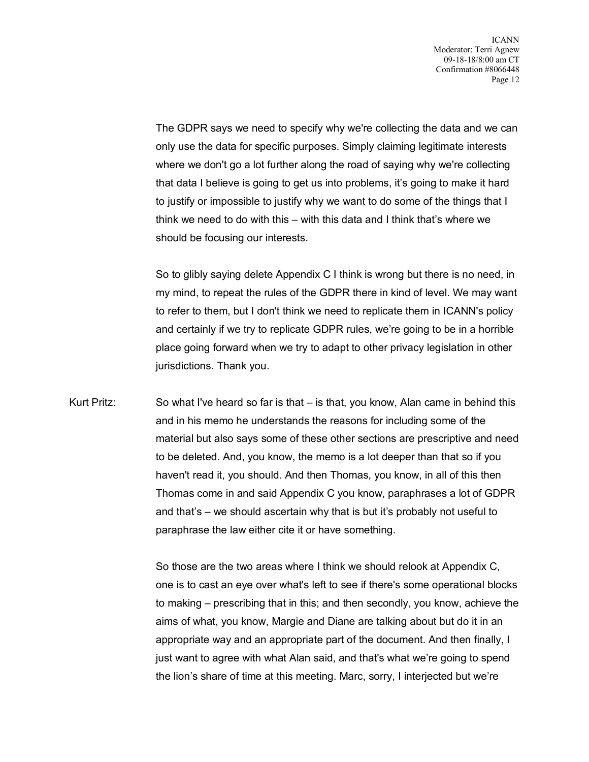The GDPR says we need to specify why we're collecting the data and we can only use the data for specific purposes. Simply claiming legitimate interests where we don't go a lot further along the road of saying why we're collecting that data I believe is going to get us into problems, it's going to make it hard to justify or impossible to justify why we want to do some of the things that I think we need to do with this – with this data and I think that's where we should be focusing our interests.

So to glibly saying delete Appendix C I think is wrong but there is no need, in my mind, to repeat the rules of the GDPR there in kind of level. We may want to refer to them, but I don't think we need to replicate them in ICANN's policy and certainly if we try to replicate GDPR rules, we're going to be in a horrible place going forward when we try to adapt to other privacy legislation in other jurisdictions. Thank you.

Kurt Pritz: So what I've heard so far is that – is that, you know, Alan came in behind this and in his memo he understands the reasons for including some of the material but also says some of these other sections are prescriptive and need to be deleted. And, you know, the memo is a lot deeper than that so if you haven't read it, you should. And then Thomas, you know, in all of this then Thomas come in and said Appendix C you know, paraphrases a lot of GDPR and that's – we should ascertain why that is but it's probably not useful to paraphrase the law either cite it or have something.

So those are the two areas where I think we should relook at Appendix C, one is to cast an eye over what's left to see if there's some operational blocks to making – prescribing that in this; and then secondly, you know, achieve the aims of what, you know, Margie and Diane are talking about but do it in an appropriate way and an appropriate part of the document. And then finally, I just want to agree with what Alan said, and that's what we're going to spend the lion's share of time at this meeting. Marc, sorry, I interjected but we're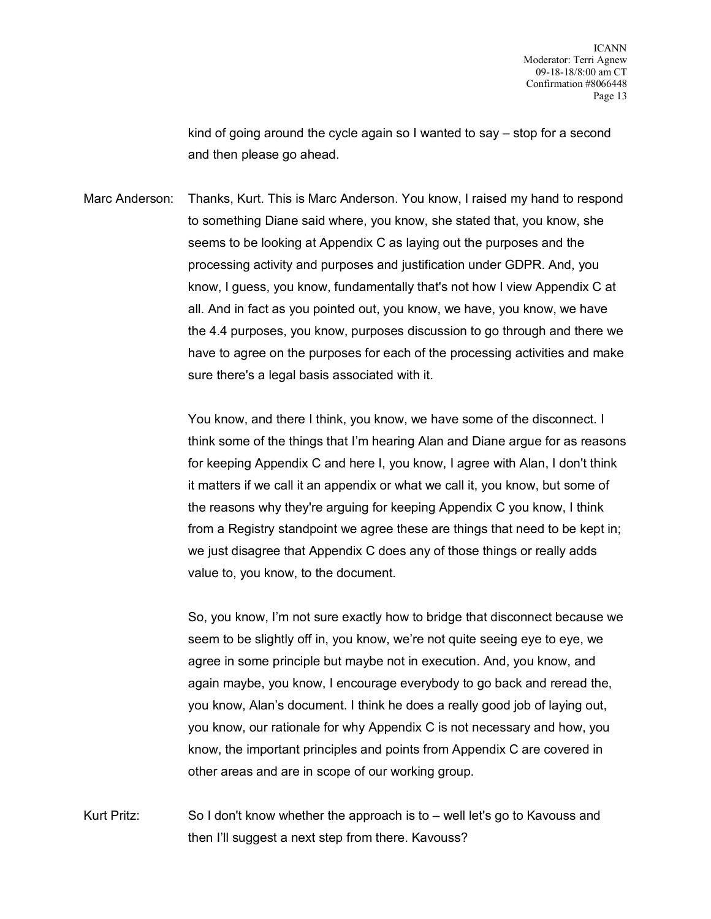kind of going around the cycle again so I wanted to say – stop for a second and then please go ahead.

Marc Anderson: Thanks, Kurt. This is Marc Anderson. You know, I raised my hand to respond to something Diane said where, you know, she stated that, you know, she seems to be looking at Appendix C as laying out the purposes and the processing activity and purposes and justification under GDPR. And, you know, I guess, you know, fundamentally that's not how I view Appendix C at all. And in fact as you pointed out, you know, we have, you know, we have the 4.4 purposes, you know, purposes discussion to go through and there we have to agree on the purposes for each of the processing activities and make sure there's a legal basis associated with it.

You know, and there I think, you know, we have some of the disconnect. I think some of the things that I'm hearing Alan and Diane argue for as reasons for keeping Appendix C and here I, you know, I agree with Alan, I don't think it matters if we call it an appendix or what we call it, you know, but some of the reasons why they're arguing for keeping Appendix C you know, I think from a Registry standpoint we agree these are things that need to be kept in; we just disagree that Appendix C does any of those things or really adds value to, you know, to the document.

So, you know, I'm not sure exactly how to bridge that disconnect because we seem to be slightly off in, you know, we're not quite seeing eye to eye, we agree in some principle but maybe not in execution. And, you know, and again maybe, you know, I encourage everybody to go back and reread the, you know, Alan's document. I think he does a really good job of laying out, you know, our rationale for why Appendix C is not necessary and how, you know, the important principles and points from Appendix C are covered in other areas and are in scope of our working group.

Kurt Pritz: So I don't know whether the approach is to – well let's go to Kavouss and then I'll suggest a next step from there. Kavouss?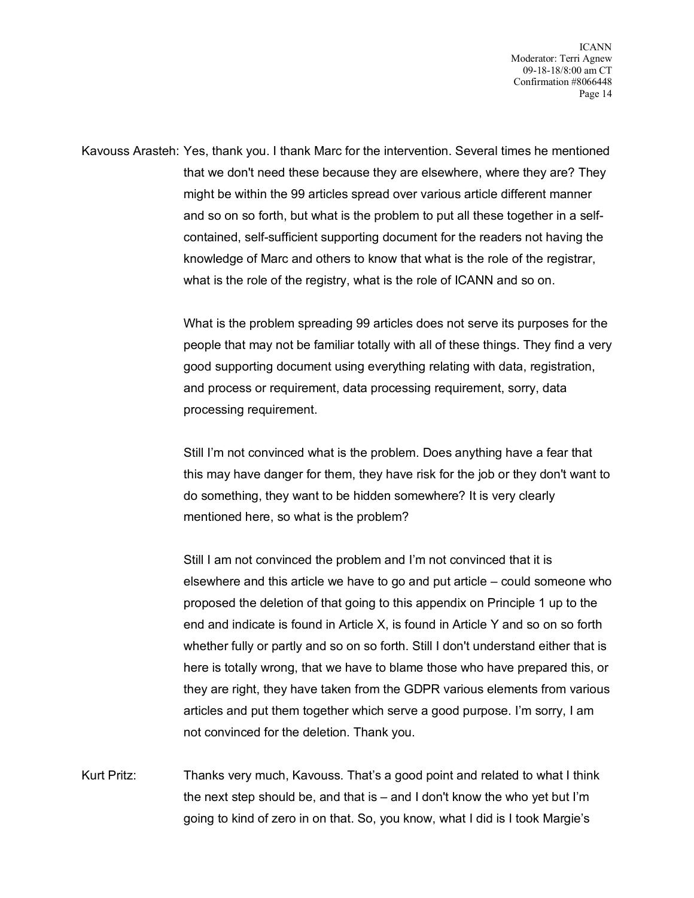Kavouss Arasteh: Yes, thank you. I thank Marc for the intervention. Several times he mentioned that we don't need these because they are elsewhere, where they are? They might be within the 99 articles spread over various article different manner and so on so forth, but what is the problem to put all these together in a self-contained, self-sufficient supporting document for the readers not having the knowledge of Marc and others to know that what is the role of the registrar, what is the role of the registry, what is the role of ICANN and so on.

What is the problem spreading 99 articles does not serve its purposes for the people that may not be familiar totally with all of these things. They find a very good supporting document using everything relating with data, registration, and process or requirement, data processing requirement, sorry, data processing requirement.

Still I'm not convinced what is the problem. Does anything have a fear that this may have danger for them, they have risk for the job or they don't want to do something, they want to be hidden somewhere? It is very clearly mentioned here, so what is the problem?

Still I am not convinced the problem and I'm not convinced that it is elsewhere and this article we have to go and put article – could someone who proposed the deletion of that going to this appendix on Principle 1 up to the end and indicate is found in Article X, is found in Article Y and so on so forth whether fully or partly and so on so forth. Still I don't understand either that is here is totally wrong, that we have to blame those who have prepared this, or they are right, they have taken from the GDPR various elements from various articles and put them together which serve a good purpose. I'm sorry, I am not convinced for the deletion. Thank you.

Kurt Pritz: Thanks very much, Kavouss. That's a good point and related to what I think the next step should be, and that is – and I don't know the who yet but I'm going to kind of zero in on that. So, you know, what I did is I took Margie's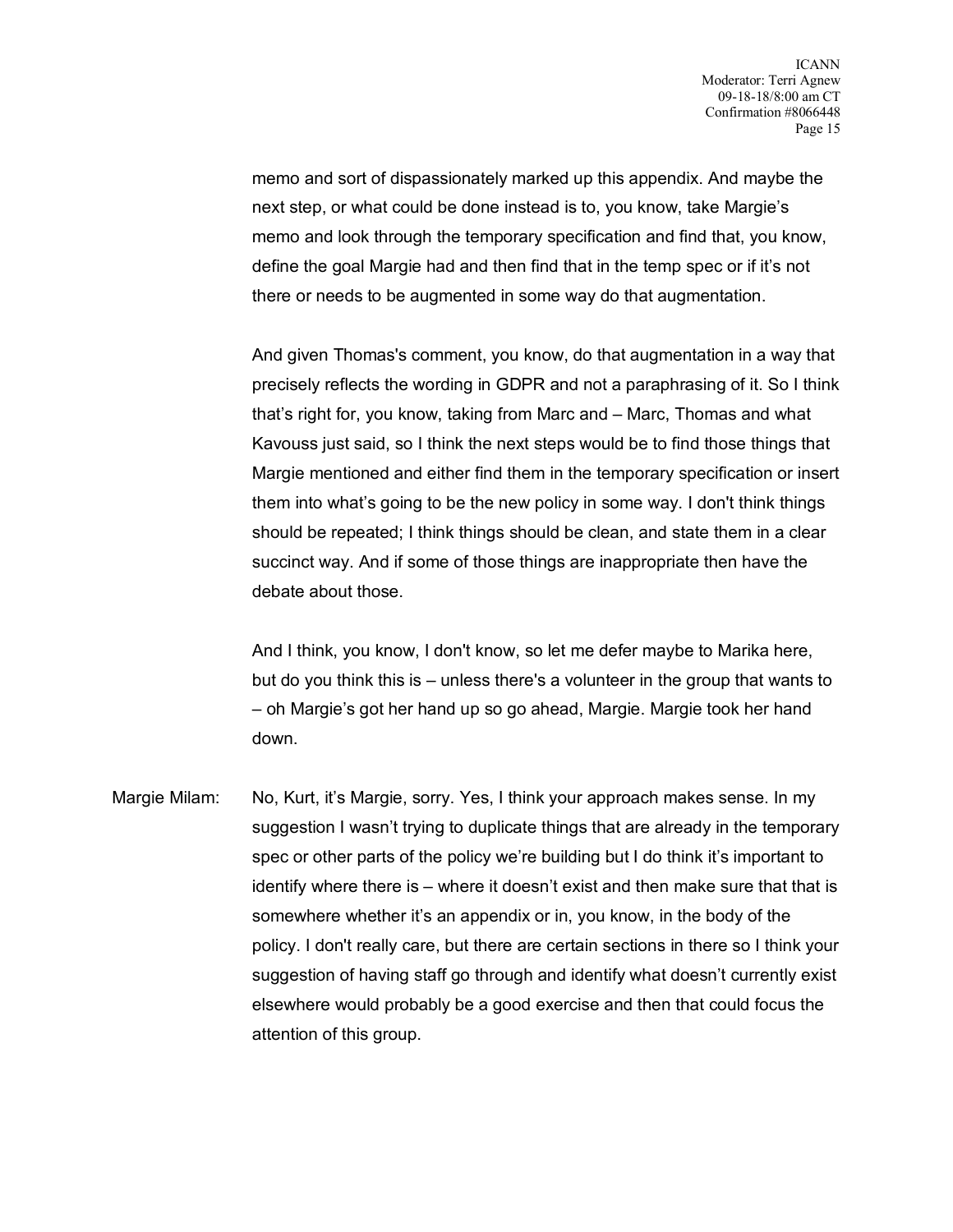memo and sort of dispassionately marked up this appendix. And maybe the next step, or what could be done instead is to, you know, take Margie's memo and look through the temporary specification and find that, you know, define the goal Margie had and then find that in the temp spec or if it's not there or needs to be augmented in some way do that augmentation.

And given Thomas's comment, you know, do that augmentation in a way that precisely reflects the wording in GDPR and not a paraphrasing of it. So I think that's right for, you know, taking from Marc and – Marc, Thomas and what Kavouss just said, so I think the next steps would be to find those things that Margie mentioned and either find them in the temporary specification or insert them into what's going to be the new policy in some way. I don't think things should be repeated; I think things should be clean, and state them in a clear succinct way. And if some of those things are inappropriate then have the debate about those.

And I think, you know, I don't know, so let me defer maybe to Marika here, but do you think this is – unless there's a volunteer in the group that wants to – oh Margie's got her hand up so go ahead, Margie. Margie took her hand down.

Margie Milam: No, Kurt, it's Margie, sorry. Yes, I think your approach makes sense. In my suggestion I wasn't trying to duplicate things that are already in the temporary spec or other parts of the policy we're building but I do think it's important to identify where there is – where it doesn't exist and then make sure that that is somewhere whether it's an appendix or in, you know, in the body of the policy. I don't really care, but there are certain sections in there so I think your suggestion of having staff go through and identify what doesn't currently exist elsewhere would probably be a good exercise and then that could focus the attention of this group.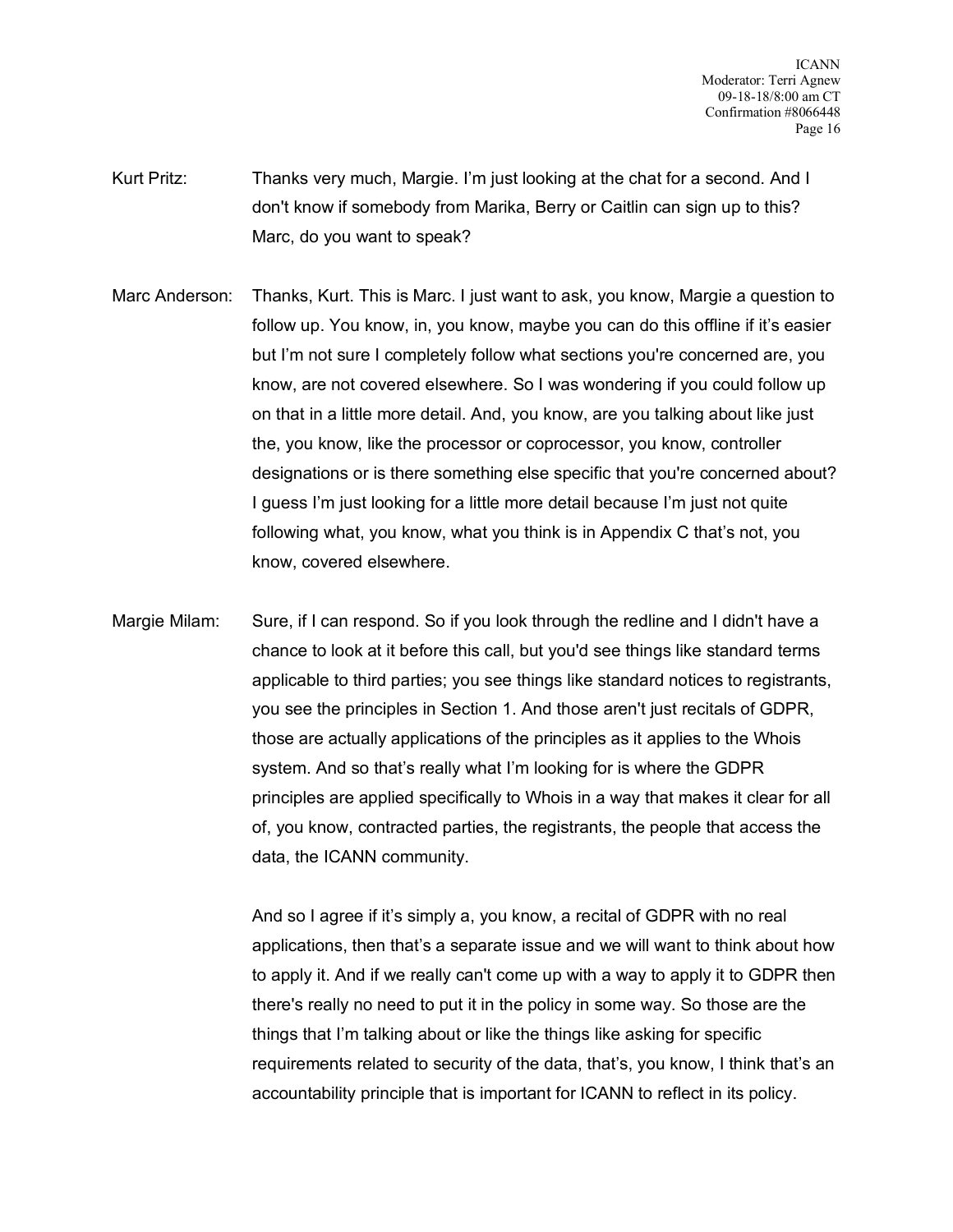Kurt Pritz: Thanks very much, Margie. I'm just looking at the chat for a second. And I don't know if somebody from Marika, Berry or Caitlin can sign up to this? Marc, do you want to speak?

Marc Anderson: Thanks, Kurt. This is Marc. I just want to ask, you know, Margie a question to follow up. You know, in, you know, maybe you can do this offline if it's easier but I'm not sure I completely follow what sections you're concerned are, you know, are not covered elsewhere. So I was wondering if you could follow up on that in a little more detail. And, you know, are you talking about like just the, you know, like the processor or coprocessor, you know, controller designations or is there something else specific that you're concerned about? I guess I'm just looking for a little more detail because I'm just not quite following what, you know, what you think is in Appendix C that's not, you know, covered elsewhere.

Margie Milam: Sure, if I can respond. So if you look through the redline and I didn't have a chance to look at it before this call, but you'd see things like standard terms applicable to third parties; you see things like standard notices to registrants, you see the principles in Section 1. And those aren't just recitals of GDPR, those are actually applications of the principles as it applies to the Whois system. And so that's really what I'm looking for is where the GDPR principles are applied specifically to Whois in a way that makes it clear for all of, you know, contracted parties, the registrants, the people that access the data, the ICANN community.

And so I agree if it's simply a, you know, a recital of GDPR with no real applications, then that's a separate issue and we will want to think about how to apply it. And if we really can't come up with a way to apply it to GDPR then there's really no need to put it in the policy in some way. So those are the things that I'm talking about or like the things like asking for specific requirements related to security of the data, that's, you know, I think that's an accountability principle that is important for ICANN to reflect in its policy.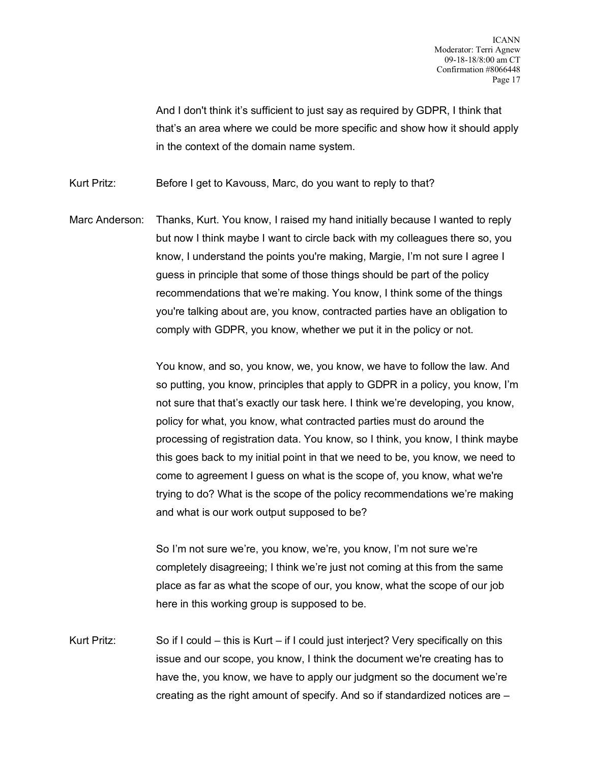And I don't think it's sufficient to just say as required by GDPR, I think that that's an area where we could be more specific and show how it should apply in the context of the domain name system.

Kurt Pritz: Before I get to Kavouss, Marc, do you want to reply to that?

Marc Anderson: Thanks, Kurt. You know, I raised my hand initially because I wanted to reply but now I think maybe I want to circle back with my colleagues there so, you know, I understand the points you're making, Margie, I'm not sure I agree I guess in principle that some of those things should be part of the policy recommendations that we're making. You know, I think some of the things you're talking about are, you know, contracted parties have an obligation to comply with GDPR, you know, whether we put it in the policy or not.

You know, and so, you know, we, you know, we have to follow the law. And so putting, you know, principles that apply to GDPR in a policy, you know, I'm not sure that that's exactly our task here. I think we're developing, you know, policy for what, you know, what contracted parties must do around the processing of registration data. You know, so I think, you know, I think maybe this goes back to my initial point in that we need to be, you know, we need to come to agreement I guess on what is the scope of, you know, what we're trying to do? What is the scope of the policy recommendations we're making and what is our work output supposed to be?

So I'm not sure we're, you know, we're, you know, I'm not sure we're completely disagreeing; I think we're just not coming at this from the same place as far as what the scope of our, you know, what the scope of our job here in this working group is supposed to be.

Kurt Pritz: So if I could – this is Kurt – if I could just interject? Very specifically on this issue and our scope, you know, I think the document we're creating has to have the, you know, we have to apply our judgment so the document we're creating as the right amount of specify. And so if standardized notices are –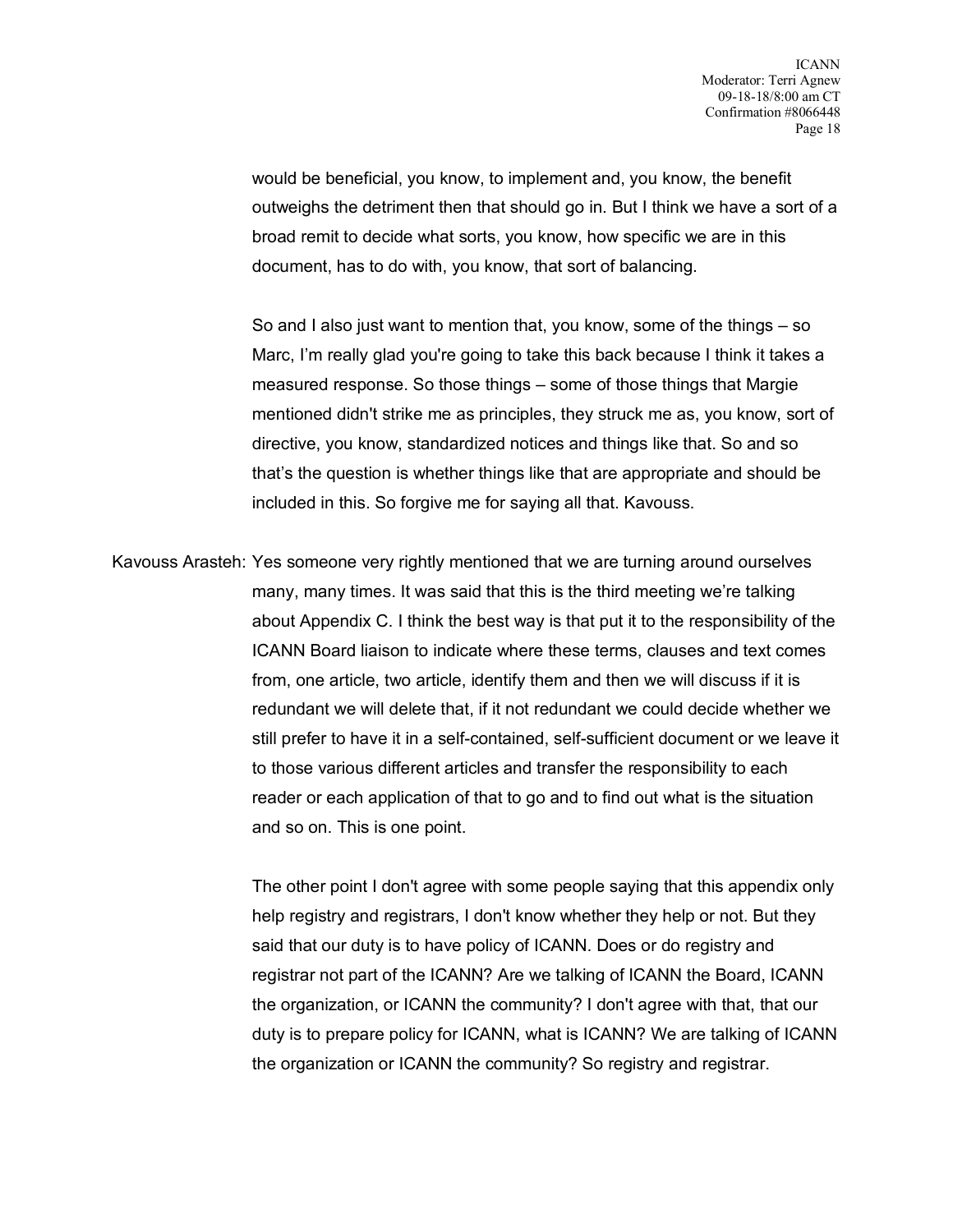would be beneficial, you know, to implement and, you know, the benefit outweighs the detriment then that should go in. But I think we have a sort of a broad remit to decide what sorts, you know, how specific we are in this document, has to do with, you know, that sort of balancing.

So and I also just want to mention that, you know, some of the things – so Marc, I'm really glad you're going to take this back because I think it takes a measured response. So those things – some of those things that Margie mentioned didn't strike me as principles, they struck me as, you know, sort of directive, you know, standardized notices and things like that. So and so that's the question is whether things like that are appropriate and should be included in this. So forgive me for saying all that. Kavouss.

Kavouss Arasteh: Yes someone very rightly mentioned that we are turning around ourselves many, many times. It was said that this is the third meeting we're talking about Appendix C. I think the best way is that put it to the responsibility of the ICANN Board liaison to indicate where these terms, clauses and text comes from, one article, two article, identify them and then we will discuss if it is redundant we will delete that, if it not redundant we could decide whether we still prefer to have it in a self-contained, self-sufficient document or we leave it to those various different articles and transfer the responsibility to each reader or each application of that to go and to find out what is the situation and so on. This is one point.

The other point I don't agree with some people saying that this appendix only help registry and registrars, I don't know whether they help or not. But they said that our duty is to have policy of ICANN. Does or do registry and registrar not part of the ICANN? Are we talking of ICANN the Board, ICANN the organization, or ICANN the community? I don't agree with that, that our duty is to prepare policy for ICANN, what is ICANN? We are talking of ICANN the organization or ICANN the community? So registry and registrar.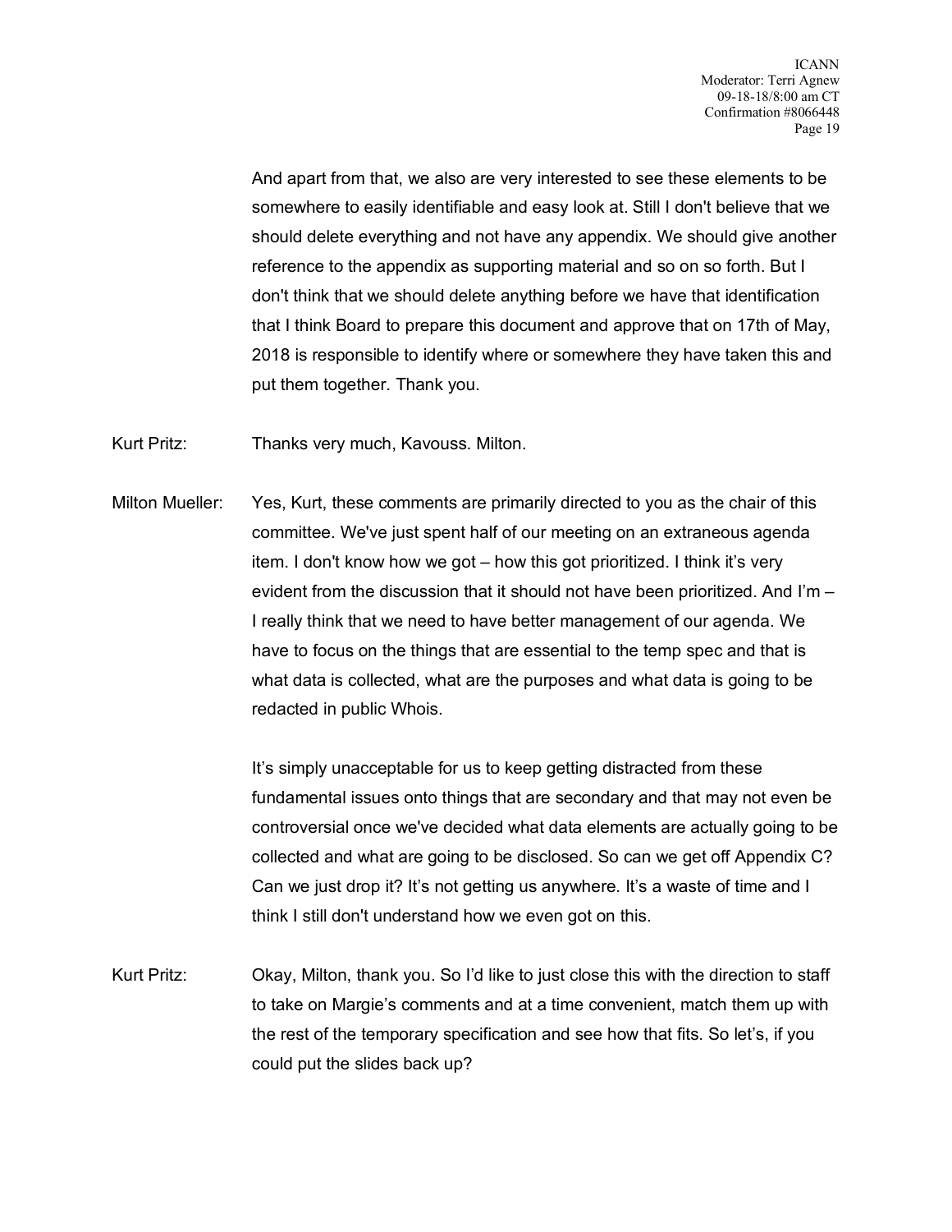And apart from that, we also are very interested to see these elements to be somewhere to easily identifiable and easy look at. Still I don't believe that we should delete everything and not have any appendix. We should give another reference to the appendix as supporting material and so on so forth. But I don't think that we should delete anything before we have that identification that I think Board to prepare this document and approve that on 17th of May, 2018 is responsible to identify where or somewhere they have taken this and put them together. Thank you.

Kurt Pritz: Thanks very much, Kavouss. Milton.

Milton Mueller: Yes, Kurt, these comments are primarily directed to you as the chair of this committee. We've just spent half of our meeting on an extraneous agenda item. I don't know how we got – how this got prioritized. I think it's very evident from the discussion that it should not have been prioritized. And I'm – I really think that we need to have better management of our agenda. We have to focus on the things that are essential to the temp spec and that is what data is collected, what are the purposes and what data is going to be redacted in public Whois.

It's simply unacceptable for us to keep getting distracted from these fundamental issues onto things that are secondary and that may not even be controversial once we've decided what data elements are actually going to be collected and what are going to be disclosed. So can we get off Appendix C? Can we just drop it? It's not getting us anywhere. It's a waste of time and I think I still don't understand how we even got on this.

Kurt Pritz: Okay, Milton, thank you. So I'd like to just close this with the direction to staff to take on Margie's comments and at a time convenient, match them up with the rest of the temporary specification and see how that fits. So let's, if you could put the slides back up?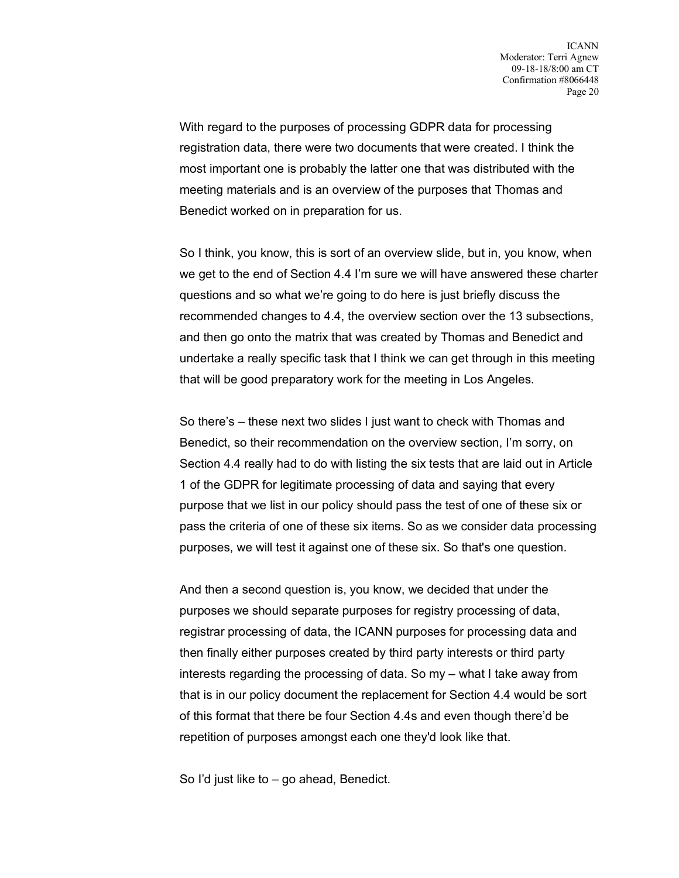With regard to the purposes of processing GDPR data for processing registration data, there were two documents that were created. I think the most important one is probably the latter one that was distributed with the meeting materials and is an overview of the purposes that Thomas and Benedict worked on in preparation for us.

So I think, you know, this is sort of an overview slide, but in, you know, when we get to the end of Section 4.4 I'm sure we will have answered these charter questions and so what we're going to do here is just briefly discuss the recommended changes to 4.4, the overview section over the 13 subsections, and then go onto the matrix that was created by Thomas and Benedict and undertake a really specific task that I think we can get through in this meeting that will be good preparatory work for the meeting in Los Angeles.

So there's – these next two slides I just want to check with Thomas and Benedict, so their recommendation on the overview section, I'm sorry, on Section 4.4 really had to do with listing the six tests that are laid out in Article 1 of the GDPR for legitimate processing of data and saying that every purpose that we list in our policy should pass the test of one of these six or pass the criteria of one of these six items. So as we consider data processing purposes, we will test it against one of these six. So that's one question.

And then a second question is, you know, we decided that under the purposes we should separate purposes for registry processing of data, registrar processing of data, the ICANN purposes for processing data and then finally either purposes created by third party interests or third party interests regarding the processing of data. So my – what I take away from that is in our policy document the replacement for Section 4.4 would be sort of this format that there be four Section 4.4s and even though there'd be repetition of purposes amongst each one they'd look like that.

So I'd just like to – go ahead, Benedict.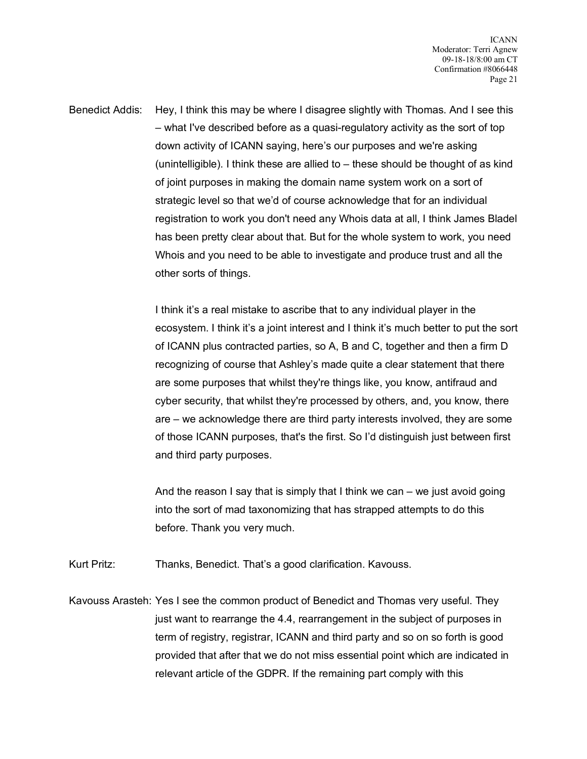Benedict Addis: Hey, I think this may be where I disagree slightly with Thomas. And I see this – what I've described before as a quasi-regulatory activity as the sort of top down activity of ICANN saying, here's our purposes and we're asking (unintelligible). I think these are allied to – these should be thought of as kind of joint purposes in making the domain name system work on a sort of strategic level so that we'd of course acknowledge that for an individual registration to work you don't need any Whois data at all, I think James Bladel has been pretty clear about that. But for the whole system to work, you need Whois and you need to be able to investigate and produce trust and all the other sorts of things.

I think it's a real mistake to ascribe that to any individual player in the ecosystem. I think it's a joint interest and I think it's much better to put the sort of ICANN plus contracted parties, so A, B and C, together and then a firm D recognizing of course that Ashley's made quite a clear statement that there are some purposes that whilst they're things like, you know, antifraud and cyber security, that whilst they're processed by others, and, you know, there are – we acknowledge there are third party interests involved, they are some of those ICANN purposes, that's the first. So I'd distinguish just between first and third party purposes.

And the reason I say that is simply that I think we can – we just avoid going into the sort of mad taxonomizing that has strapped attempts to do this before. Thank you very much.

Kurt Pritz: Thanks, Benedict. That's a good clarification. Kavouss.

Kavouss Arasteh: Yes I see the common product of Benedict and Thomas very useful. They just want to rearrange the 4.4, rearrangement in the subject of purposes in term of registry, registrar, ICANN and third party and so on so forth is good provided that after that we do not miss essential point which are indicated in relevant article of the GDPR. If the remaining part comply with this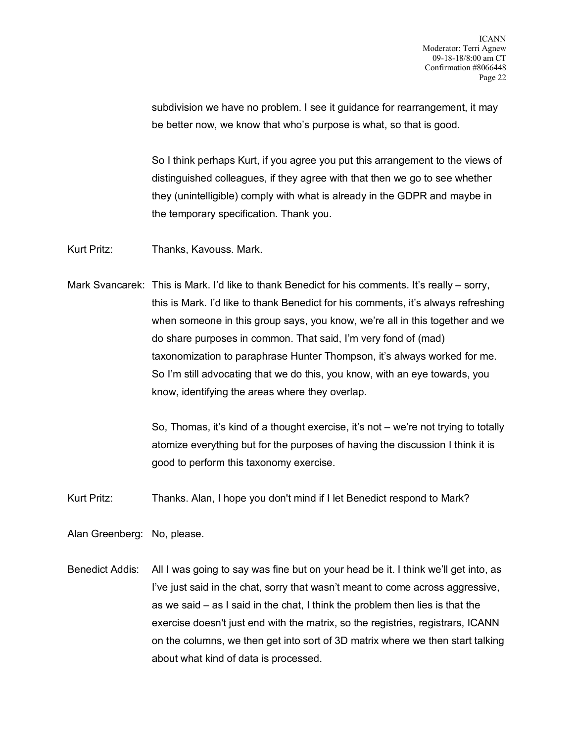subdivision we have no problem. I see it guidance for rearrangement, it may be better now, we know that who's purpose is what, so that is good.

So I think perhaps Kurt, if you agree you put this arrangement to the views of distinguished colleagues, if they agree with that then we go to see whether they (unintelligible) comply with what is already in the GDPR and maybe in the temporary specification. Thank you.

Kurt Pritz: Thanks, Kavouss. Mark.

Mark Svancarek: This is Mark. I'd like to thank Benedict for his comments. It's really – sorry, this is Mark. I'd like to thank Benedict for his comments, it's always refreshing when someone in this group says, you know, we're all in this together and we do share purposes in common. That said, I'm very fond of (mad) taxonomization to paraphrase Hunter Thompson, it's always worked for me. So I'm still advocating that we do this, you know, with an eye towards, you know, identifying the areas where they overlap.

So, Thomas, it's kind of a thought exercise, it's not – we're not trying to totally atomize everything but for the purposes of having the discussion I think it is good to perform this taxonomy exercise.

Kurt Pritz: Thanks. Alan, I hope you don't mind if I let Benedict respond to Mark?

Alan Greenberg: No, please.

Benedict Addis: All I was going to say was fine but on your head be it. I think we'll get into, as I've just said in the chat, sorry that wasn't meant to come across aggressive, as we said – as I said in the chat, I think the problem then lies is that the exercise doesn't just end with the matrix, so the registries, registrars, ICANN on the columns, we then get into sort of 3D matrix where we then start talking about what kind of data is processed.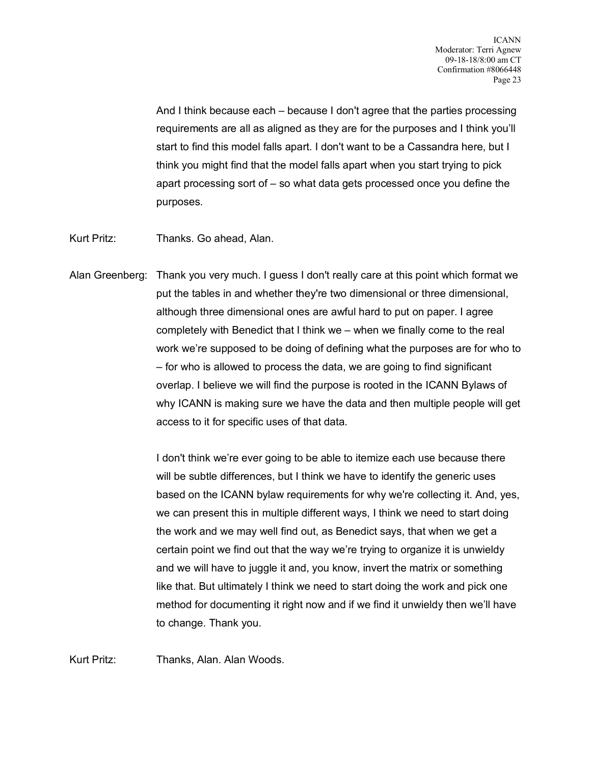And I think because each – because I don't agree that the parties processing requirements are all as aligned as they are for the purposes and I think you'll start to find this model falls apart. I don't want to be a Cassandra here, but I think you might find that the model falls apart when you start trying to pick apart processing sort of – so what data gets processed once you define the purposes.

Kurt Pritz: Thanks. Go ahead, Alan.

Alan Greenberg: Thank you very much. I guess I don't really care at this point which format we put the tables in and whether they're two dimensional or three dimensional, although three dimensional ones are awful hard to put on paper. I agree completely with Benedict that I think we – when we finally come to the real work we're supposed to be doing of defining what the purposes are for who to – for who is allowed to process the data, we are going to find significant overlap. I believe we will find the purpose is rooted in the ICANN Bylaws of why ICANN is making sure we have the data and then multiple people will get access to it for specific uses of that data.

I don't think we're ever going to be able to itemize each use because there will be subtle differences, but I think we have to identify the generic uses based on the ICANN bylaw requirements for why we're collecting it. And, yes, we can present this in multiple different ways, I think we need to start doing the work and we may well find out, as Benedict says, that when we get a certain point we find out that the way we're trying to organize it is unwieldy and we will have to juggle it and, you know, invert the matrix or something like that. But ultimately I think we need to start doing the work and pick one method for documenting it right now and if we find it unwieldy then we'll have to change. Thank you.

Kurt Pritz: Thanks, Alan. Alan Woods.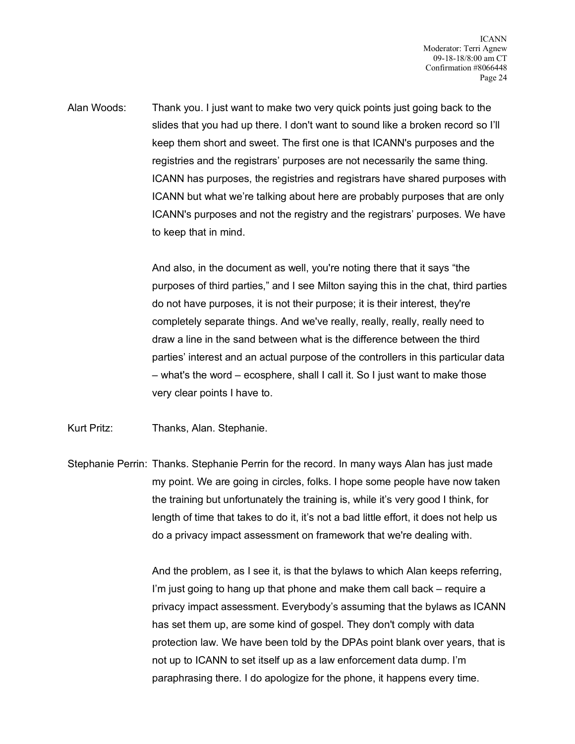Alan Woods: Thank you. I just want to make two very quick points just going back to the slides that you had up there. I don't want to sound like a broken record so I'll keep them short and sweet. The first one is that ICANN's purposes and the registries and the registrars' purposes are not necessarily the same thing. ICANN has purposes, the registries and registrars have shared purposes with ICANN but what we're talking about here are probably purposes that are only ICANN's purposes and not the registry and the registrars' purposes. We have to keep that in mind.

And also, in the document as well, you're noting there that it says "the purposes of third parties," and I see Milton saying this in the chat, third parties do not have purposes, it is not their purpose; it is their interest, they're completely separate things. And we've really, really, really, really need to draw a line in the sand between what is the difference between the third parties' interest and an actual purpose of the controllers in this particular data – what's the word – ecosphere, shall I call it. So I just want to make those very clear points I have to.

Kurt Pritz: Thanks, Alan. Stephanie.

Stephanie Perrin: Thanks. Stephanie Perrin for the record. In many ways Alan has just made my point. We are going in circles, folks. I hope some people have now taken the training but unfortunately the training is, while it's very good I think, for length of time that takes to do it, it's not a bad little effort, it does not help us do a privacy impact assessment on framework that we're dealing with.

And the problem, as I see it, is that the bylaws to which Alan keeps referring, I'm just going to hang up that phone and make them call back – require a privacy impact assessment. Everybody's assuming that the bylaws as ICANN has set them up, are some kind of gospel. They don't comply with data protection law. We have been told by the DPAs point blank over years, that is not up to ICANN to set itself up as a law enforcement data dump. I'm paraphrasing there. I do apologize for the phone, it happens every time.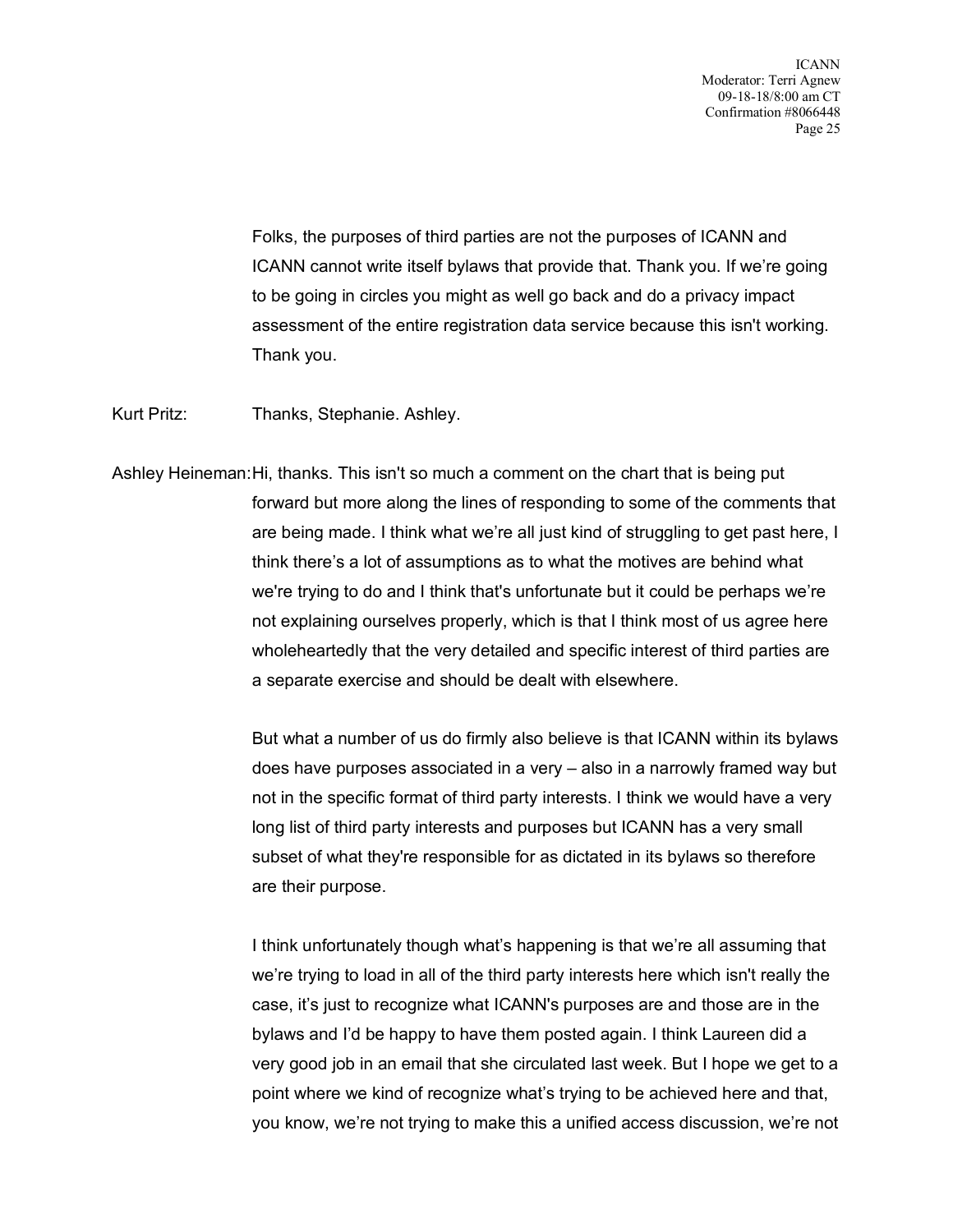Folks, the purposes of third parties are not the purposes of ICANN and ICANN cannot write itself bylaws that provide that. Thank you. If we're going to be going in circles you might as well go back and do a privacy impact assessment of the entire registration data service because this isn't working. Thank you.

Kurt Pritz: Thanks, Stephanie. Ashley.

Ashley Heineman: Hi, thanks. This isn't so much a comment on the chart that is being put forward but more along the lines of responding to some of the comments that are being made. I think what we're all just kind of struggling to get past here, I think there's a lot of assumptions as to what the motives are behind what we're trying to do and I think that's unfortunate but it could be perhaps we're not explaining ourselves properly, which is that I think most of us agree here wholeheartedly that the very detailed and specific interest of third parties are a separate exercise and should be dealt with elsewhere.

But what a number of us do firmly also believe is that ICANN within its bylaws does have purposes associated in a very – also in a narrowly framed way but not in the specific format of third party interests. I think we would have a very long list of third party interests and purposes but ICANN has a very small subset of what they're responsible for as dictated in its bylaws so therefore are their purpose.

I think unfortunately though what's happening is that we're all assuming that we're trying to load in all of the third party interests here which isn't really the case, it's just to recognize what ICANN's purposes are and those are in the bylaws and I'd be happy to have them posted again. I think Laureen did a very good job in an email that she circulated last week. But I hope we get to a point where we kind of recognize what's trying to be achieved here and that, you know, we're not trying to make this a unified access discussion, we're not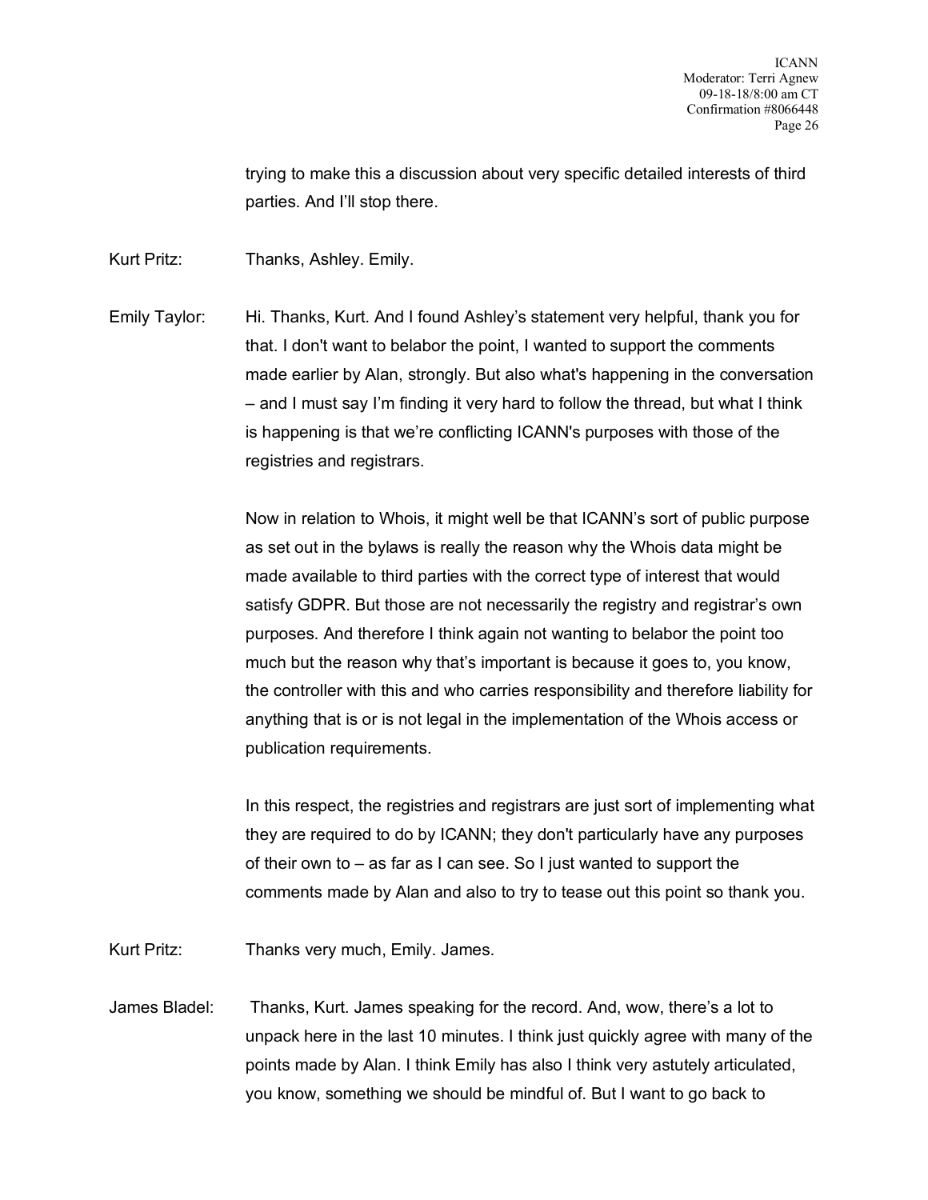trying to make this a discussion about very specific detailed interests of third parties. And I'll stop there.

Kurt Pritz: Thanks, Ashley. Emily.

Emily Taylor: Hi. Thanks, Kurt. And I found Ashley's statement very helpful, thank you for that. I don't want to belabor the point, I wanted to support the comments made earlier by Alan, strongly. But also what's happening in the conversation – and I must say I'm finding it very hard to follow the thread, but what I think is happening is that we're conflicting ICANN's purposes with those of the registries and registrars.

Now in relation to Whois, it might well be that ICANN's sort of public purpose as set out in the bylaws is really the reason why the Whois data might be made available to third parties with the correct type of interest that would satisfy GDPR. But those are not necessarily the registry and registrar's own purposes. And therefore I think again not wanting to belabor the point too much but the reason why that's important is because it goes to, you know, the controller with this and who carries responsibility and therefore liability for anything that is or is not legal in the implementation of the Whois access or publication requirements.

In this respect, the registries and registrars are just sort of implementing what they are required to do by ICANN; they don't particularly have any purposes of their own to – as far as I can see. So I just wanted to support the comments made by Alan and also to try to tease out this point so thank you.

Kurt Pritz: Thanks very much, Emily. James.

James Bladel: Thanks, Kurt. James speaking for the record. And, wow, there's a lot to unpack here in the last 10 minutes. I think just quickly agree with many of the points made by Alan. I think Emily has also I think very astutely articulated, you know, something we should be mindful of. But I want to go back to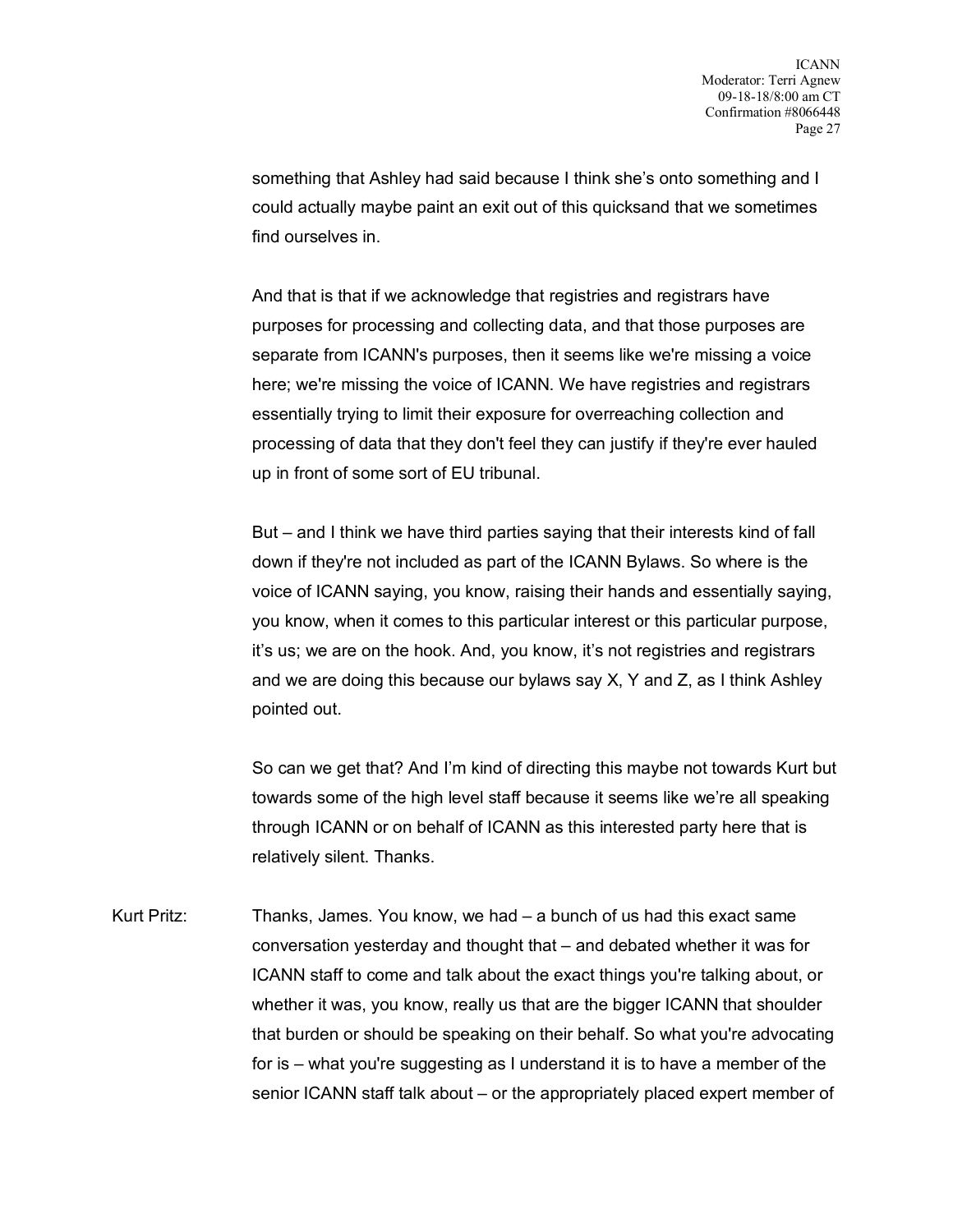something that Ashley had said because I think she's onto something and I could actually maybe paint an exit out of this quicksand that we sometimes find ourselves in.

And that is that if we acknowledge that registries and registrars have purposes for processing and collecting data, and that those purposes are separate from ICANN's purposes, then it seems like we're missing a voice here; we're missing the voice of ICANN. We have registries and registrars essentially trying to limit their exposure for overreaching collection and processing of data that they don't feel they can justify if they're ever hauled up in front of some sort of EU tribunal.

But – and I think we have third parties saying that their interests kind of fall down if they're not included as part of the ICANN Bylaws. So where is the voice of ICANN saying, you know, raising their hands and essentially saying, you know, when it comes to this particular interest or this particular purpose, it's us; we are on the hook. And, you know, it's not registries and registrars and we are doing this because our bylaws say X, Y and Z, as I think Ashley pointed out.

So can we get that? And I'm kind of directing this maybe not towards Kurt but towards some of the high level staff because it seems like we're all speaking through ICANN or on behalf of ICANN as this interested party here that is relatively silent. Thanks.

Kurt Pritz: Thanks, James. You know, we had – a bunch of us had this exact same conversation yesterday and thought that – and debated whether it was for ICANN staff to come and talk about the exact things you're talking about, or whether it was, you know, really us that are the bigger ICANN that shoulder that burden or should be speaking on their behalf. So what you're advocating for is – what you're suggesting as I understand it is to have a member of the senior ICANN staff talk about – or the appropriately placed expert member of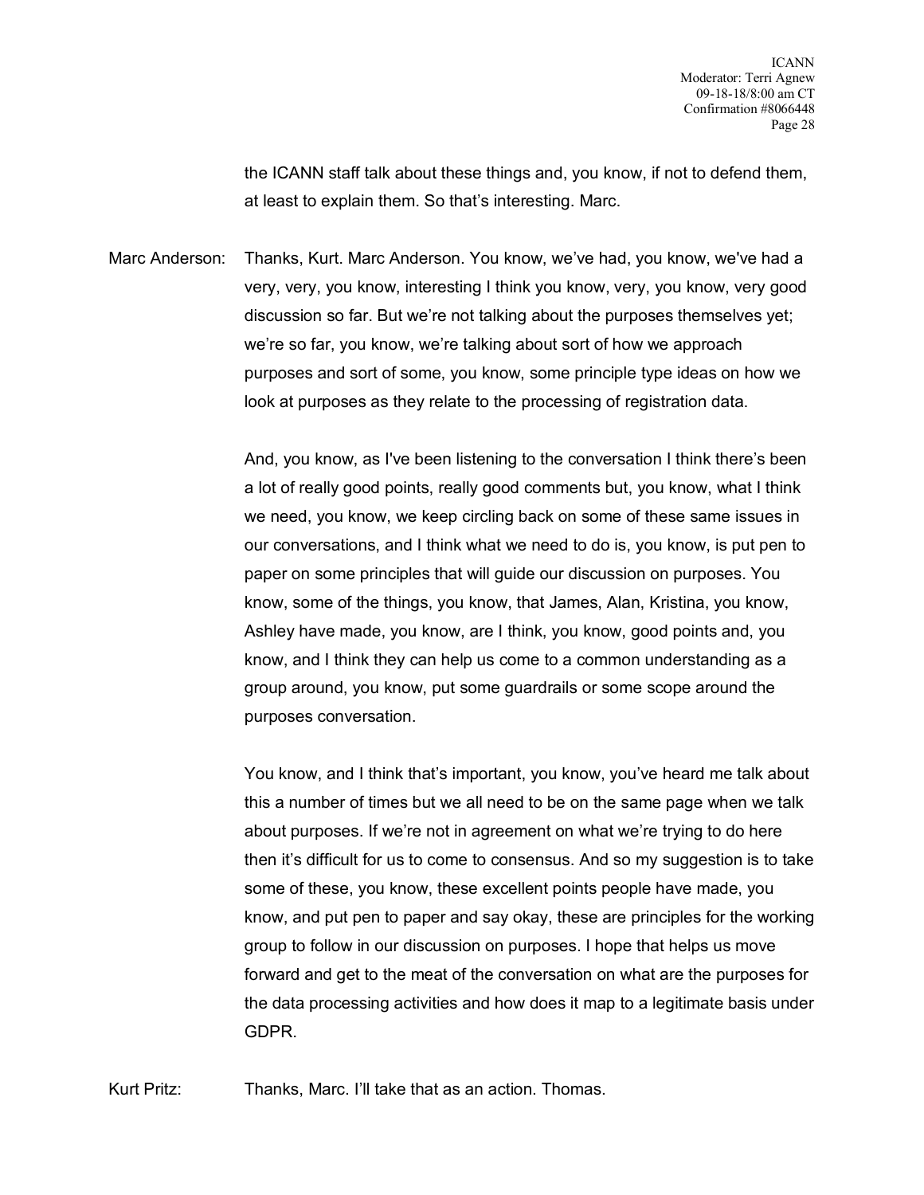the ICANN staff talk about these things and, you know, if not to defend them, at least to explain them. So that's interesting. Marc.

Marc Anderson: Thanks, Kurt. Marc Anderson. You know, we've had, you know, we've had a very, very, you know, interesting I think you know, very, you know, very good discussion so far. But we're not talking about the purposes themselves yet; we're so far, you know, we're talking about sort of how we approach purposes and sort of some, you know, some principle type ideas on how we look at purposes as they relate to the processing of registration data.

And, you know, as I've been listening to the conversation I think there's been a lot of really good points, really good comments but, you know, what I think we need, you know, we keep circling back on some of these same issues in our conversations, and I think what we need to do is, you know, is put pen to paper on some principles that will guide our discussion on purposes. You know, some of the things, you know, that James, Alan, Kristina, you know, Ashley have made, you know, are I think, you know, good points and, you know, and I think they can help us come to a common understanding as a group around, you know, put some guardrails or some scope around the purposes conversation.

You know, and I think that's important, you know, you've heard me talk about this a number of times but we all need to be on the same page when we talk about purposes. If we're not in agreement on what we're trying to do here then it's difficult for us to come to consensus. And so my suggestion is to take some of these, you know, these excellent points people have made, you know, and put pen to paper and say okay, these are principles for the working group to follow in our discussion on purposes. I hope that helps us move forward and get to the meat of the conversation on what are the purposes for the data processing activities and how does it map to a legitimate basis under GDPR.

Kurt Pritz: Thanks, Marc. I'll take that as an action. Thomas.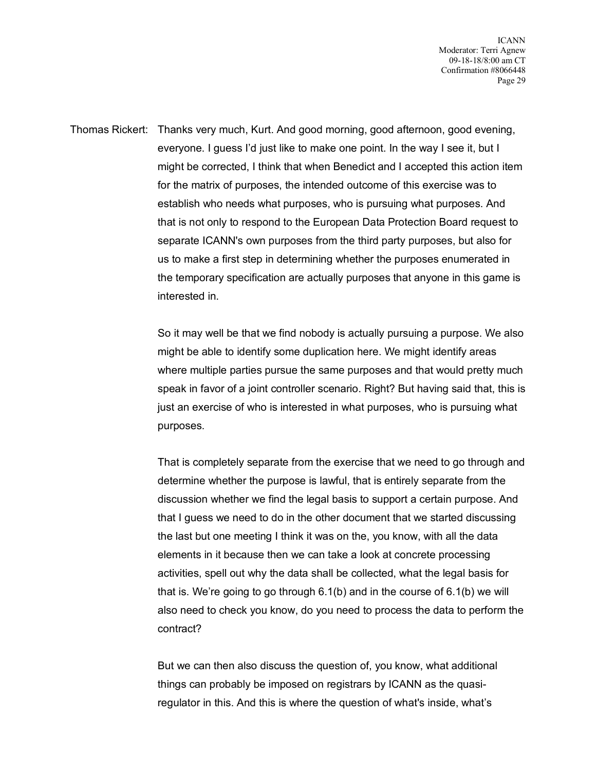Thomas Rickert: Thanks very much, Kurt. And good morning, good afternoon, good evening, everyone. I guess I'd just like to make one point. In the way I see it, but I might be corrected, I think that when Benedict and I accepted this action item for the matrix of purposes, the intended outcome of this exercise was to establish who needs what purposes, who is pursuing what purposes. And that is not only to respond to the European Data Protection Board request to separate ICANN's own purposes from the third party purposes, but also for us to make a first step in determining whether the purposes enumerated in the temporary specification are actually purposes that anyone in this game is interested in.

So it may well be that we find nobody is actually pursuing a purpose. We also might be able to identify some duplication here. We might identify areas where multiple parties pursue the same purposes and that would pretty much speak in favor of a joint controller scenario. Right? But having said that, this is just an exercise of who is interested in what purposes, who is pursuing what purposes.

That is completely separate from the exercise that we need to go through and determine whether the purpose is lawful, that is entirely separate from the discussion whether we find the legal basis to support a certain purpose. And that I guess we need to do in the other document that we started discussing the last but one meeting I think it was on the, you know, with all the data elements in it because then we can take a look at concrete processing activities, spell out why the data shall be collected, what the legal basis for that is. We're going to go through 6.1(b) and in the course of 6.1(b) we will also need to check you know, do you need to process the data to perform the contract?

But we can then also discuss the question of, you know, what additional things can probably be imposed on registrars by ICANN as the quasi-regulator in this. And this is where the question of what's inside, what's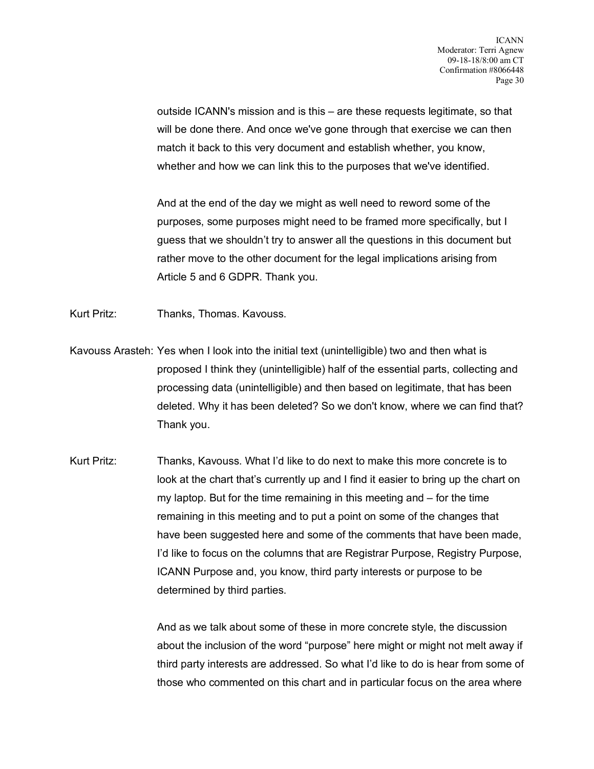outside ICANN's mission and is this – are these requests legitimate, so that will be done there. And once we've gone through that exercise we can then match it back to this very document and establish whether, you know, whether and how we can link this to the purposes that we've identified.

And at the end of the day we might as well need to reword some of the purposes, some purposes might need to be framed more specifically, but I guess that we shouldn't try to answer all the questions in this document but rather move to the other document for the legal implications arising from Article 5 and 6 GDPR. Thank you.

Kurt Pritz: Thanks, Thomas. Kavouss.

Kavouss Arasteh: Yes when I look into the initial text (unintelligible) two and then what is proposed I think they (unintelligible) half of the essential parts, collecting and processing data (unintelligible) and then based on legitimate, that has been deleted. Why it has been deleted? So we don't know, where we can find that? Thank you.

Kurt Pritz: Thanks, Kavouss. What I'd like to do next to make this more concrete is to look at the chart that's currently up and I find it easier to bring up the chart on my laptop. But for the time remaining in this meeting and – for the time remaining in this meeting and to put a point on some of the changes that have been suggested here and some of the comments that have been made, I'd like to focus on the columns that are Registrar Purpose, Registry Purpose, ICANN Purpose and, you know, third party interests or purpose to be determined by third parties.

And as we talk about some of these in more concrete style, the discussion about the inclusion of the word "purpose" here might or might not melt away if third party interests are addressed. So what I'd like to do is hear from some of those who commented on this chart and in particular focus on the area where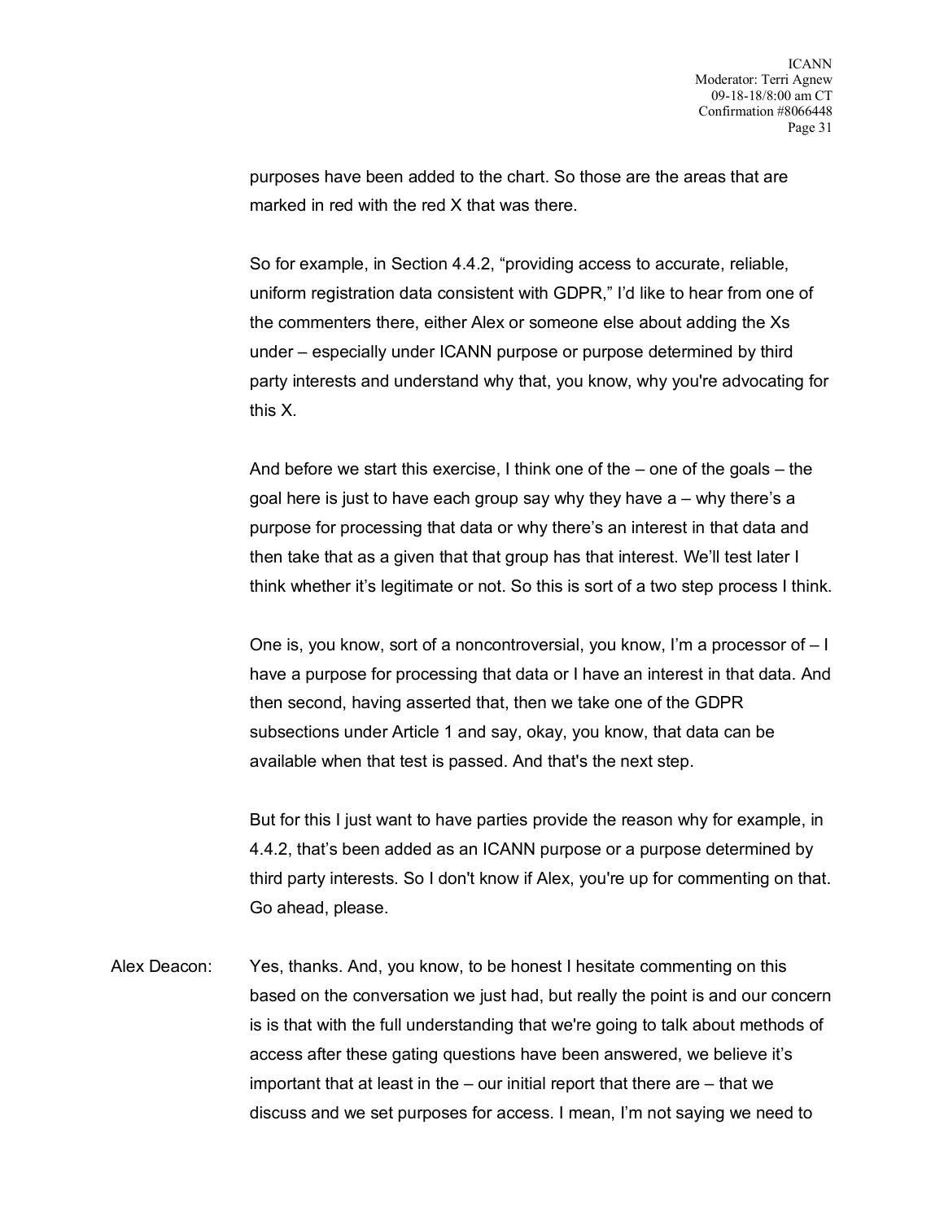purposes have been added to the chart. So those are the areas that are marked in red with the red X that was there.

So for example, in Section 4.4.2, "providing access to accurate, reliable, uniform registration data consistent with GDPR," I'd like to hear from one of the commenters there, either Alex or someone else about adding the Xs under – especially under ICANN purpose or purpose determined by third party interests and understand why that, you know, why you're advocating for this X.

And before we start this exercise, I think one of the – one of the goals – the goal here is just to have each group say why they have a – why there's a purpose for processing that data or why there's an interest in that data and then take that as a given that that group has that interest. We'll test later I think whether it's legitimate or not. So this is sort of a two step process I think.

One is, you know, sort of a noncontroversial, you know, I'm a processor of – I have a purpose for processing that data or I have an interest in that data. And then second, having asserted that, then we take one of the GDPR subsections under Article 1 and say, okay, you know, that data can be available when that test is passed. And that's the next step.

But for this I just want to have parties provide the reason why for example, in 4.4.2, that's been added as an ICANN purpose or a purpose determined by third party interests. So I don't know if Alex, you're up for commenting on that. Go ahead, please.

Alex Deacon: Yes, thanks. And, you know, to be honest I hesitate commenting on this based on the conversation we just had, but really the point is and our concern is is that with the full understanding that we're going to talk about methods of access after these gating questions have been answered, we believe it's important that at least in the – our initial report that there are – that we discuss and we set purposes for access. I mean, I'm not saying we need to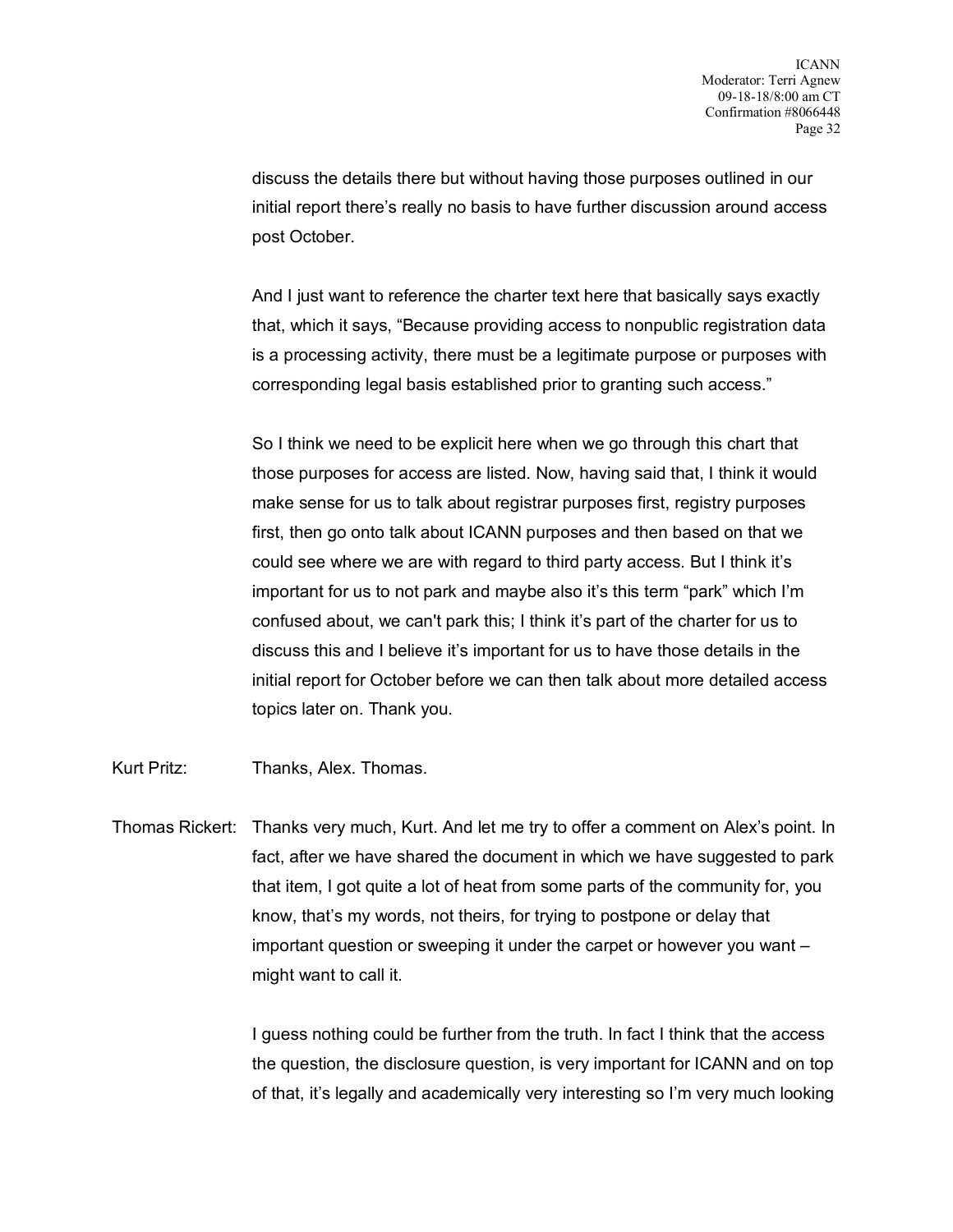discuss the details there but without having those purposes outlined in our initial report there's really no basis to have further discussion around access post October.

And I just want to reference the charter text here that basically says exactly that, which it says, "Because providing access to nonpublic registration data is a processing activity, there must be a legitimate purpose or purposes with corresponding legal basis established prior to granting such access."

So I think we need to be explicit here when we go through this chart that those purposes for access are listed. Now, having said that, I think it would make sense for us to talk about registrar purposes first, registry purposes first, then go onto talk about ICANN purposes and then based on that we could see where we are with regard to third party access. But I think it's important for us to not park and maybe also it's this term "park" which I'm confused about, we can't park this; I think it's part of the charter for us to discuss this and I believe it's important for us to have those details in the initial report for October before we can then talk about more detailed access topics later on. Thank you.

Kurt Pritz: Thanks, Alex. Thomas.

Thomas Rickert: Thanks very much, Kurt. And let me try to offer a comment on Alex's point. In fact, after we have shared the document in which we have suggested to park that item, I got quite a lot of heat from some parts of the community for, you know, that's my words, not theirs, for trying to postpone or delay that important question or sweeping it under the carpet or however you want – might want to call it.

I guess nothing could be further from the truth. In fact I think that the access the question, the disclosure question, is very important for ICANN and on top of that, it's legally and academically very interesting so I'm very much looking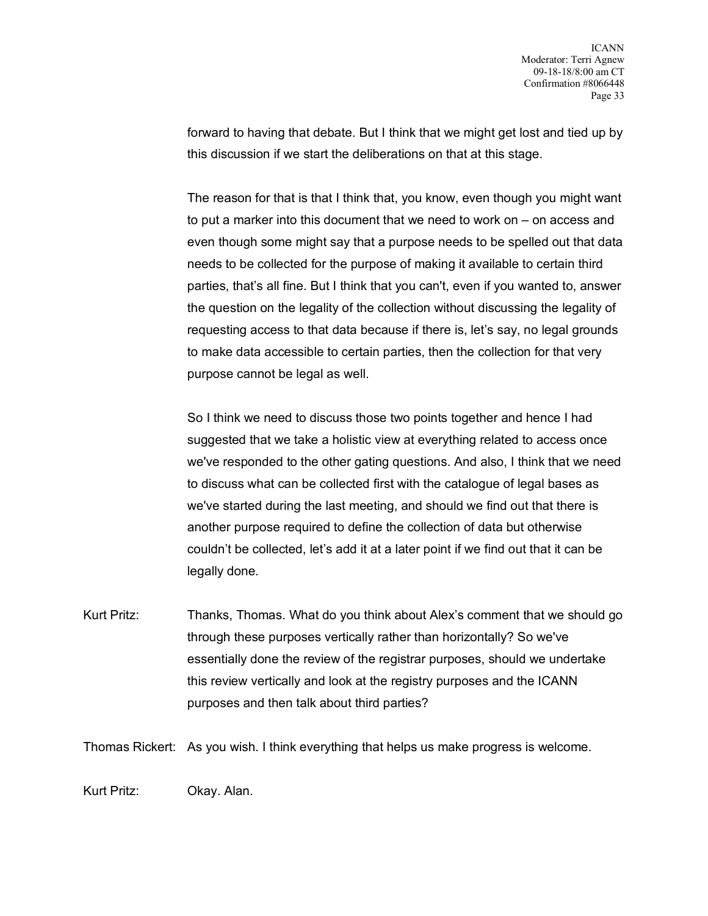forward to having that debate. But I think that we might get lost and tied up by this discussion if we start the deliberations on that at this stage.

The reason for that is that I think that, you know, even though you might want to put a marker into this document that we need to work on – on access and even though some might say that a purpose needs to be spelled out that data needs to be collected for the purpose of making it available to certain third parties, that's all fine. But I think that you can't, even if you wanted to, answer the question on the legality of the collection without discussing the legality of requesting access to that data because if there is, let's say, no legal grounds to make data accessible to certain parties, then the collection for that very purpose cannot be legal as well.

So I think we need to discuss those two points together and hence I had suggested that we take a holistic view at everything related to access once we've responded to the other gating questions. And also, I think that we need to discuss what can be collected first with the catalogue of legal bases as we've started during the last meeting, and should we find out that there is another purpose required to define the collection of data but otherwise couldn't be collected, let's add it at a later point if we find out that it can be legally done.

Kurt Pritz: Thanks, Thomas. What do you think about Alex's comment that we should go through these purposes vertically rather than horizontally? So we've essentially done the review of the registrar purposes, should we undertake this review vertically and look at the registry purposes and the ICANN purposes and then talk about third parties?

Thomas Rickert: As you wish. I think everything that helps us make progress is welcome.

Kurt Pritz: Okay. Alan.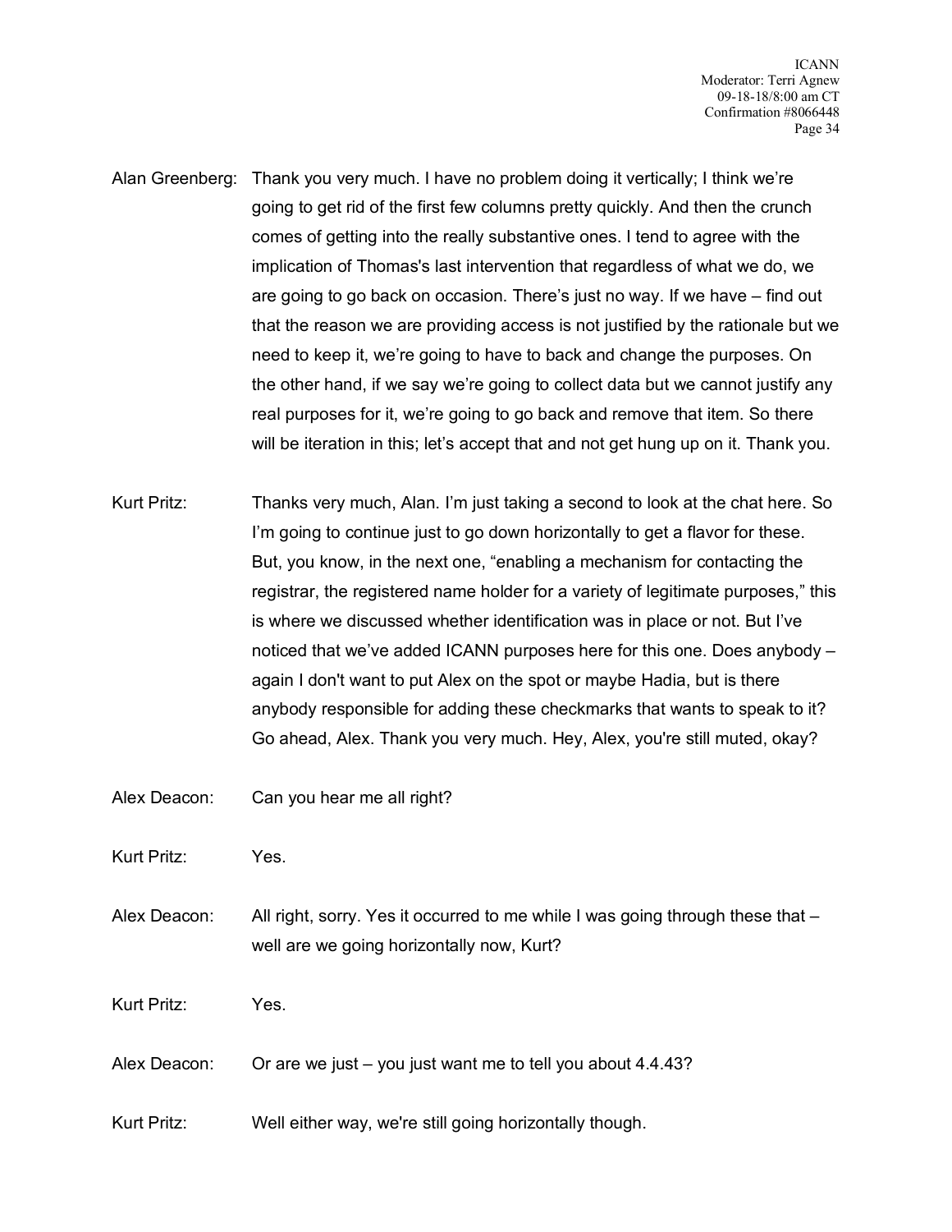Alan Greenberg: Thank you very much. I have no problem doing it vertically; I think we're going to get rid of the first few columns pretty quickly. And then the crunch comes of getting into the really substantive ones. I tend to agree with the implication of Thomas's last intervention that regardless of what we do, we are going to go back on occasion. There's just no way. If we have – find out that the reason we are providing access is not justified by the rationale but we need to keep it, we're going to have to back and change the purposes. On the other hand, if we say we're going to collect data but we cannot justify any real purposes for it, we're going to go back and remove that item. So there will be iteration in this; let's accept that and not get hung up on it. Thank you.

Kurt Pritz: Thanks very much, Alan. I'm just taking a second to look at the chat here. So I'm going to continue just to go down horizontally to get a flavor for these. But, you know, in the next one, "enabling a mechanism for contacting the registrar, the registered name holder for a variety of legitimate purposes," this is where we discussed whether identification was in place or not. But I've noticed that we've added ICANN purposes here for this one. Does anybody – again I don't want to put Alex on the spot or maybe Hadia, but is there anybody responsible for adding these checkmarks that wants to speak to it? Go ahead, Alex. Thank you very much. Hey, Alex, you're still muted, okay?

Alex Deacon: Can you hear me all right?

Kurt Pritz: Yes.

Alex Deacon: All right, sorry. Yes it occurred to me while I was going through these that – well are we going horizontally now, Kurt?

Kurt Pritz: Yes.

Alex Deacon: Or are we just – you just want me to tell you about 4.4.43?

Kurt Pritz: Well either way, we're still going horizontally though.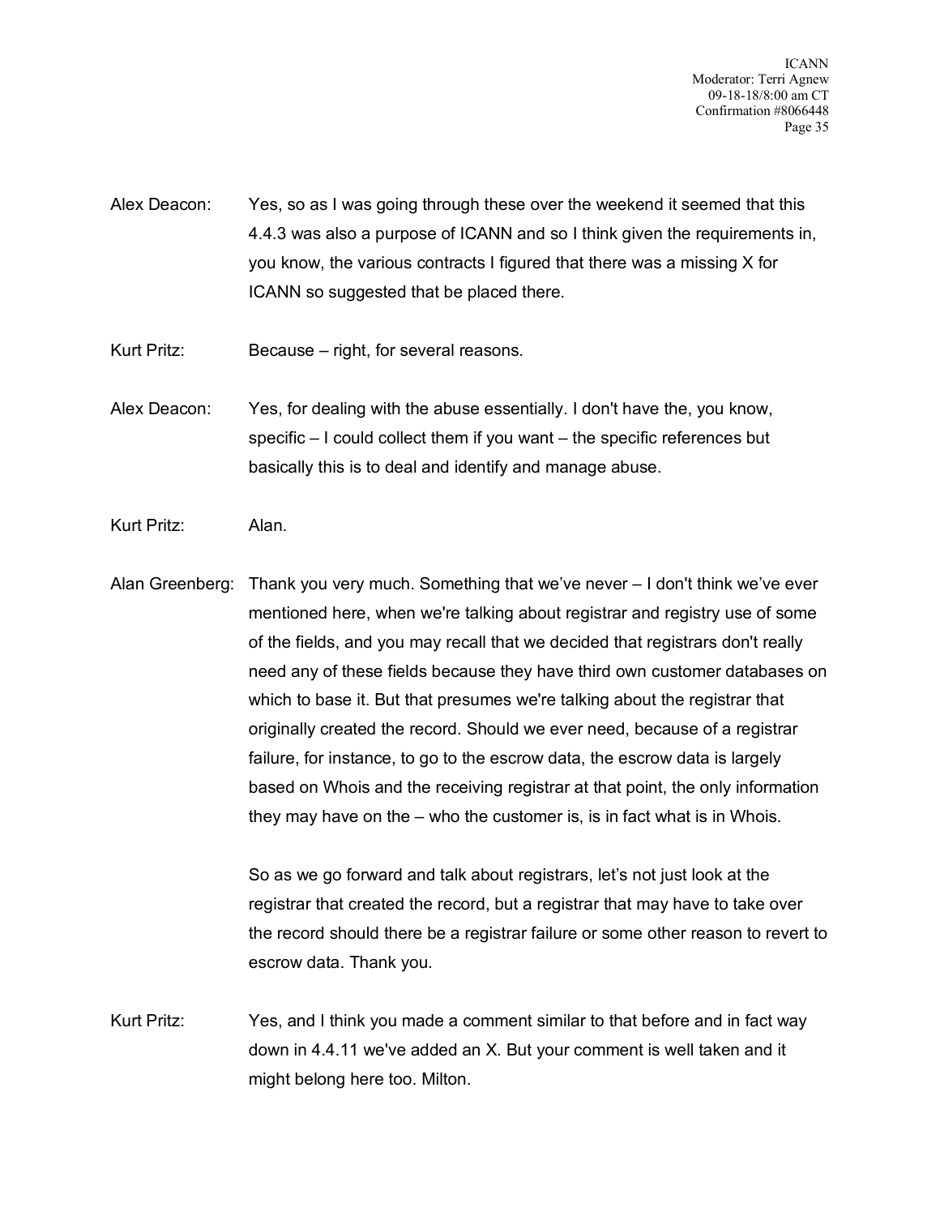Alex Deacon: Yes, so as I was going through these over the weekend it seemed that this 4.4.3 was also a purpose of ICANN and so I think given the requirements in, you know, the various contracts I figured that there was a missing X for ICANN so suggested that be placed there.

Kurt Pritz: Because – right, for several reasons.

Alex Deacon: Yes, for dealing with the abuse essentially. I don't have the, you know, specific – I could collect them if you want – the specific references but basically this is to deal and identify and manage abuse.

Kurt Pritz: Alan.

Alan Greenberg: Thank you very much. Something that we've never – I don't think we've ever mentioned here, when we're talking about registrar and registry use of some of the fields, and you may recall that we decided that registrars don't really need any of these fields because they have third own customer databases on which to base it. But that presumes we're talking about the registrar that originally created the record. Should we ever need, because of a registrar failure, for instance, to go to the escrow data, the escrow data is largely based on Whois and the receiving registrar at that point, the only information they may have on the – who the customer is, is in fact what is in Whois.

So as we go forward and talk about registrars, let's not just look at the registrar that created the record, but a registrar that may have to take over the record should there be a registrar failure or some other reason to revert to escrow data. Thank you.

Kurt Pritz: Yes, and I think you made a comment similar to that before and in fact way down in 4.4.11 we've added an X. But your comment is well taken and it might belong here too. Milton.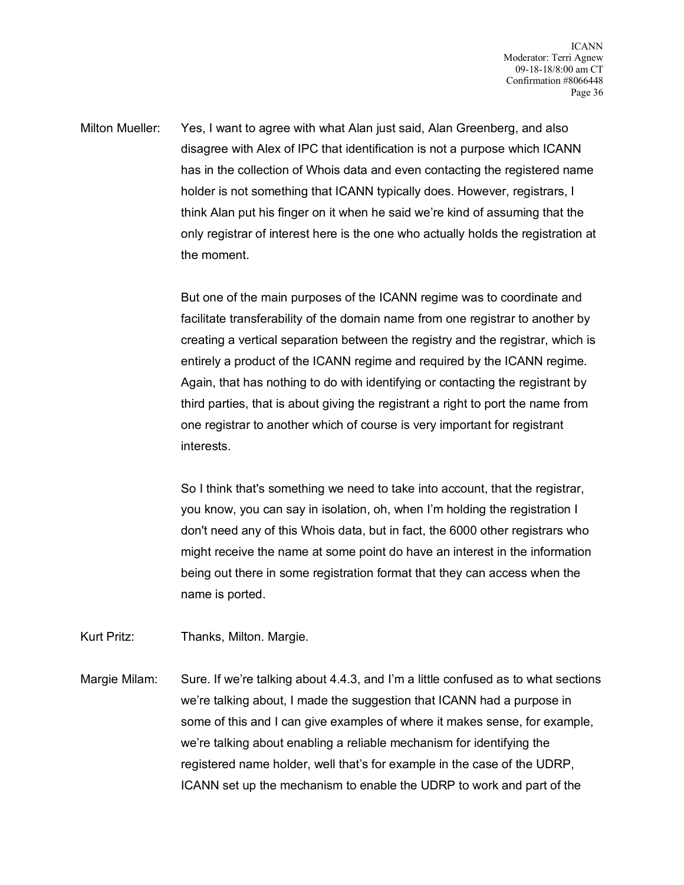Milton Mueller: Yes, I want to agree with what Alan just said, Alan Greenberg, and also disagree with Alex of IPC that identification is not a purpose which ICANN has in the collection of Whois data and even contacting the registered name holder is not something that ICANN typically does. However, registrars, I think Alan put his finger on it when he said we're kind of assuming that the only registrar of interest here is the one who actually holds the registration at the moment.

But one of the main purposes of the ICANN regime was to coordinate and facilitate transferability of the domain name from one registrar to another by creating a vertical separation between the registry and the registrar, which is entirely a product of the ICANN regime and required by the ICANN regime. Again, that has nothing to do with identifying or contacting the registrant by third parties, that is about giving the registrant a right to port the name from one registrar to another which of course is very important for registrant interests.

So I think that's something we need to take into account, that the registrar, you know, you can say in isolation, oh, when I'm holding the registration I don't need any of this Whois data, but in fact, the 6000 other registrars who might receive the name at some point do have an interest in the information being out there in some registration format that they can access when the name is ported.

Kurt Pritz: Thanks, Milton. Margie.

Margie Milam: Sure. If we're talking about 4.4.3, and I'm a little confused as to what sections we're talking about, I made the suggestion that ICANN had a purpose in some of this and I can give examples of where it makes sense, for example, we're talking about enabling a reliable mechanism for identifying the registered name holder, well that's for example in the case of the UDRP, ICANN set up the mechanism to enable the UDRP to work and part of the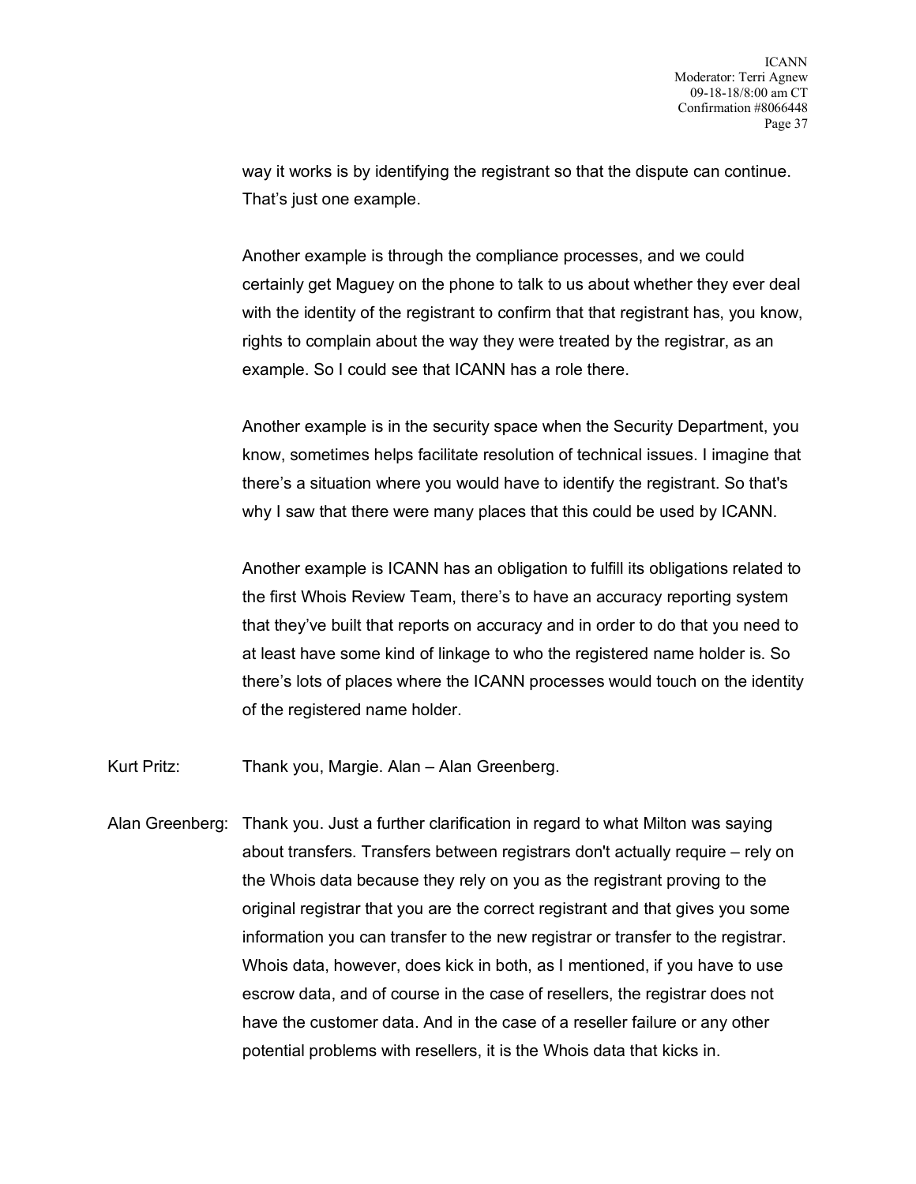way it works is by identifying the registrant so that the dispute can continue. That's just one example.

Another example is through the compliance processes, and we could certainly get Maguey on the phone to talk to us about whether they ever deal with the identity of the registrant to confirm that that registrant has, you know, rights to complain about the way they were treated by the registrar, as an example. So I could see that ICANN has a role there.

Another example is in the security space when the Security Department, you know, sometimes helps facilitate resolution of technical issues. I imagine that there's a situation where you would have to identify the registrant. So that's why I saw that there were many places that this could be used by ICANN.

Another example is ICANN has an obligation to fulfill its obligations related to the first Whois Review Team, there's to have an accuracy reporting system that they've built that reports on accuracy and in order to do that you need to at least have some kind of linkage to who the registered name holder is. So there's lots of places where the ICANN processes would touch on the identity of the registered name holder.

Kurt Pritz: Thank you, Margie. Alan – Alan Greenberg.

Alan Greenberg: Thank you. Just a further clarification in regard to what Milton was saying about transfers. Transfers between registrars don't actually require – rely on the Whois data because they rely on you as the registrant proving to the original registrar that you are the correct registrant and that gives you some information you can transfer to the new registrar or transfer to the registrar. Whois data, however, does kick in both, as I mentioned, if you have to use escrow data, and of course in the case of resellers, the registrar does not have the customer data. And in the case of a reseller failure or any other potential problems with resellers, it is the Whois data that kicks in.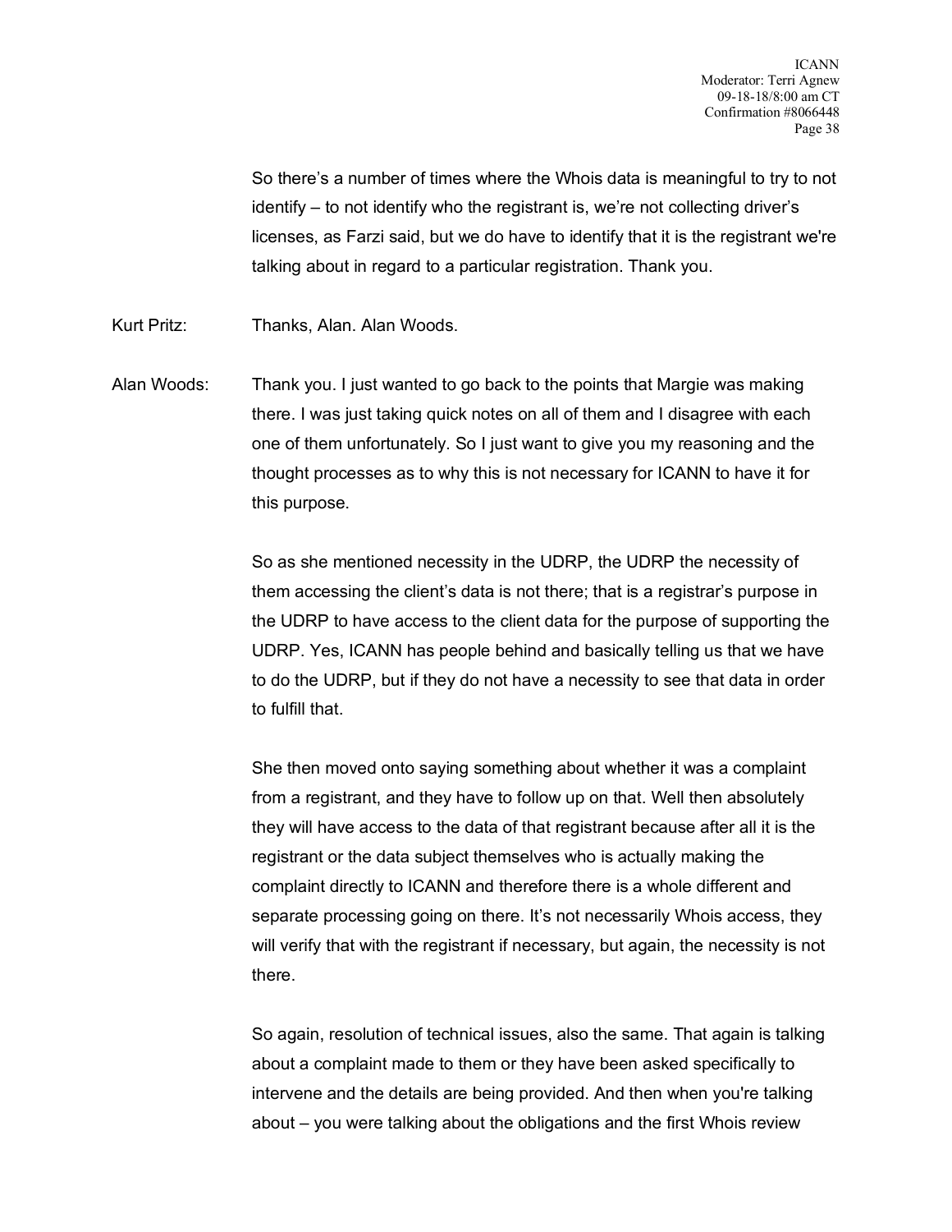So there's a number of times where the Whois data is meaningful to try to not identify – to not identify who the registrant is, we're not collecting driver's licenses, as Farzi said, but we do have to identify that it is the registrant we're talking about in regard to a particular registration. Thank you.

Kurt Pritz: Thanks, Alan. Alan Woods.

Alan Woods: Thank you. I just wanted to go back to the points that Margie was making there. I was just taking quick notes on all of them and I disagree with each one of them unfortunately. So I just want to give you my reasoning and the thought processes as to why this is not necessary for ICANN to have it for this purpose.

So as she mentioned necessity in the UDRP, the UDRP the necessity of them accessing the client's data is not there; that is a registrar's purpose in the UDRP to have access to the client data for the purpose of supporting the UDRP. Yes, ICANN has people behind and basically telling us that we have to do the UDRP, but if they do not have a necessity to see that data in order to fulfill that.

She then moved onto saying something about whether it was a complaint from a registrant, and they have to follow up on that. Well then absolutely they will have access to the data of that registrant because after all it is the registrant or the data subject themselves who is actually making the complaint directly to ICANN and therefore there is a whole different and separate processing going on there. It's not necessarily Whois access, they will verify that with the registrant if necessary, but again, the necessity is not there.

So again, resolution of technical issues, also the same. That again is talking about a complaint made to them or they have been asked specifically to intervene and the details are being provided. And then when you're talking about – you were talking about the obligations and the first Whois review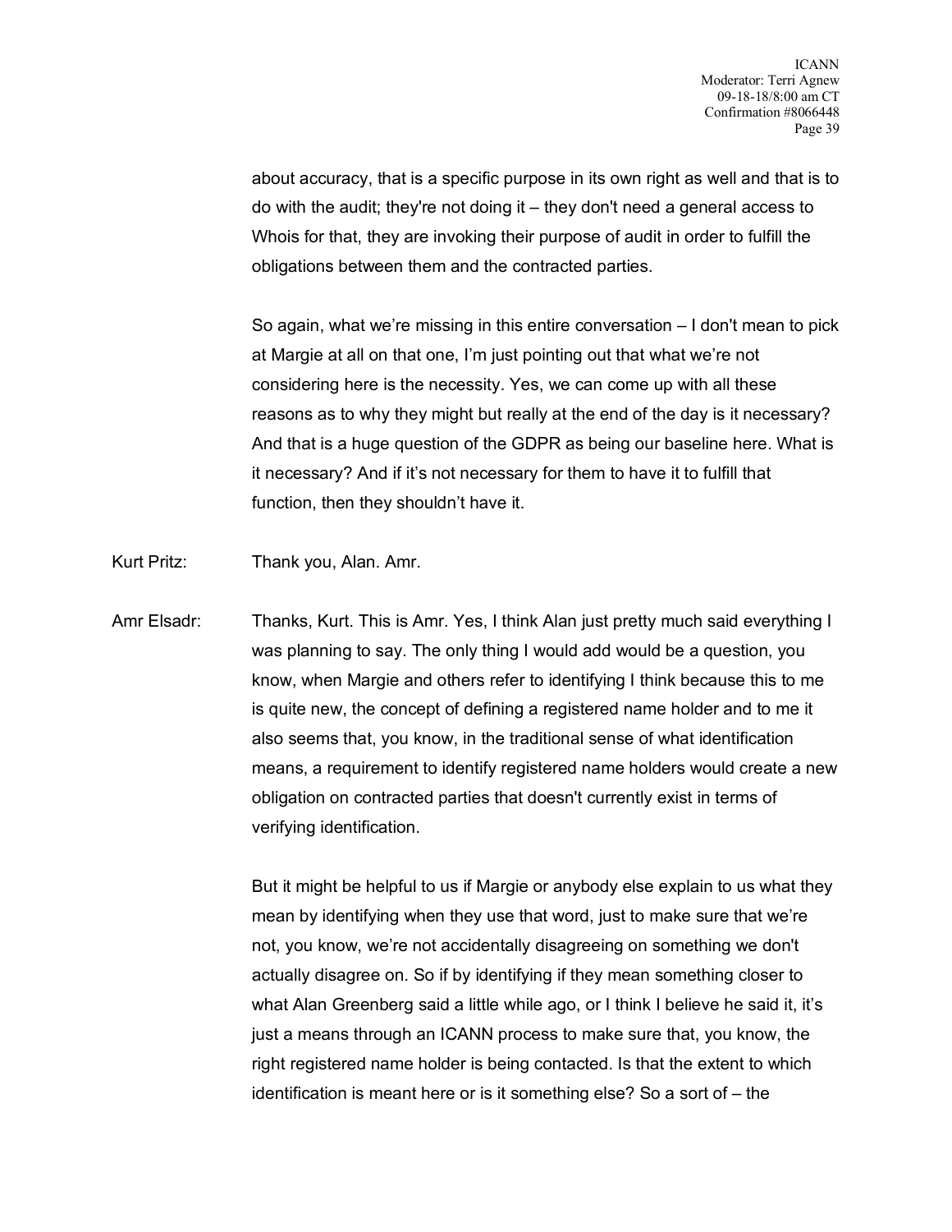about accuracy, that is a specific purpose in its own right as well and that is to do with the audit; they're not doing it – they don't need a general access to Whois for that, they are invoking their purpose of audit in order to fulfill the obligations between them and the contracted parties.

So again, what we're missing in this entire conversation – I don't mean to pick at Margie at all on that one, I'm just pointing out that what we're not considering here is the necessity. Yes, we can come up with all these reasons as to why they might but really at the end of the day is it necessary? And that is a huge question of the GDPR as being our baseline here. What is it necessary? And if it's not necessary for them to have it to fulfill that function, then they shouldn't have it.

Kurt Pritz: Thank you, Alan. Amr.

Amr Elsadr: Thanks, Kurt. This is Amr. Yes, I think Alan just pretty much said everything I was planning to say. The only thing I would add would be a question, you know, when Margie and others refer to identifying I think because this to me is quite new, the concept of defining a registered name holder and to me it also seems that, you know, in the traditional sense of what identification means, a requirement to identify registered name holders would create a new obligation on contracted parties that doesn't currently exist in terms of verifying identification.

But it might be helpful to us if Margie or anybody else explain to us what they mean by identifying when they use that word, just to make sure that we're not, you know, we're not accidentally disagreeing on something we don't actually disagree on. So if by identifying if they mean something closer to what Alan Greenberg said a little while ago, or I think I believe he said it, it's just a means through an ICANN process to make sure that, you know, the right registered name holder is being contacted. Is that the extent to which identification is meant here or is it something else? So a sort of – the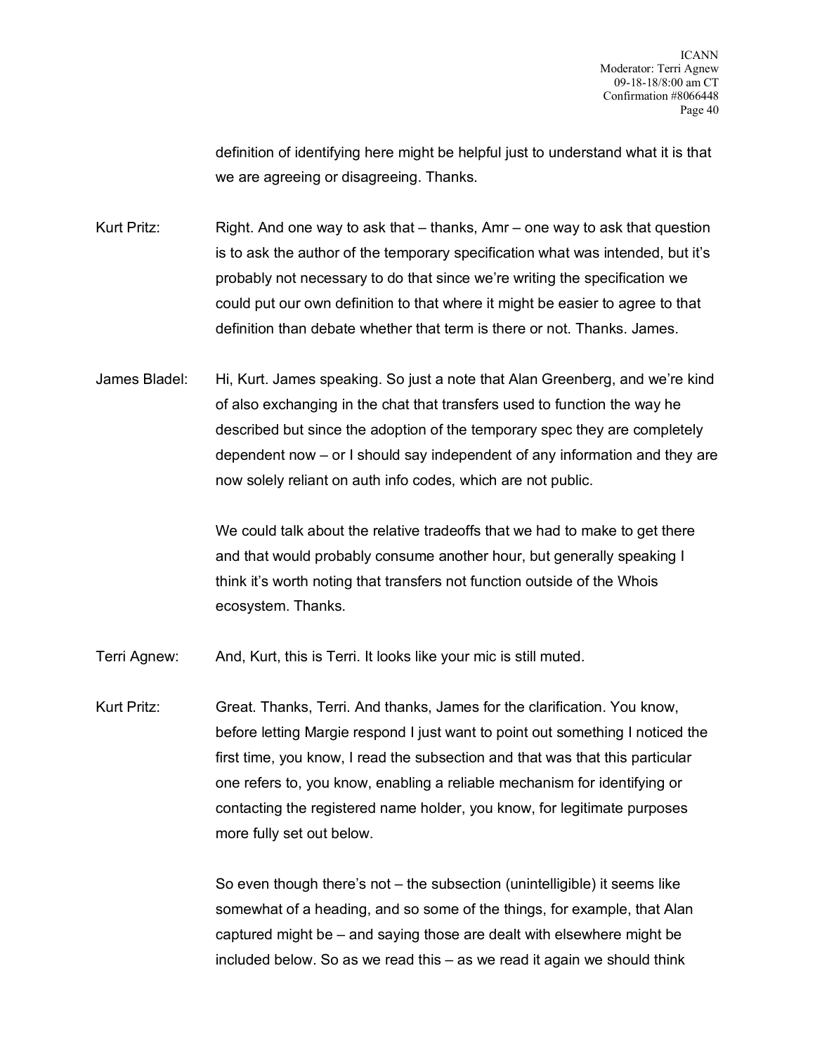definition of identifying here might be helpful just to understand what it is that we are agreeing or disagreeing. Thanks.

Kurt Pritz: Right. And one way to ask that – thanks, Amr – one way to ask that question is to ask the author of the temporary specification what was intended, but it's probably not necessary to do that since we're writing the specification we could put our own definition to that where it might be easier to agree to that definition than debate whether that term is there or not. Thanks. James.

James Bladel: Hi, Kurt. James speaking. So just a note that Alan Greenberg, and we're kind of also exchanging in the chat that transfers used to function the way he described but since the adoption of the temporary spec they are completely dependent now – or I should say independent of any information and they are now solely reliant on auth info codes, which are not public.

We could talk about the relative tradeoffs that we had to make to get there and that would probably consume another hour, but generally speaking I think it's worth noting that transfers not function outside of the Whois ecosystem. Thanks.

Terri Agnew: And, Kurt, this is Terri. It looks like your mic is still muted.

Kurt Pritz: Great. Thanks, Terri. And thanks, James for the clarification. You know, before letting Margie respond I just want to point out something I noticed the first time, you know, I read the subsection and that was that this particular one refers to, you know, enabling a reliable mechanism for identifying or contacting the registered name holder, you know, for legitimate purposes more fully set out below.

So even though there's not – the subsection (unintelligible) it seems like somewhat of a heading, and so some of the things, for example, that Alan captured might be – and saying those are dealt with elsewhere might be included below. So as we read this – as we read it again we should think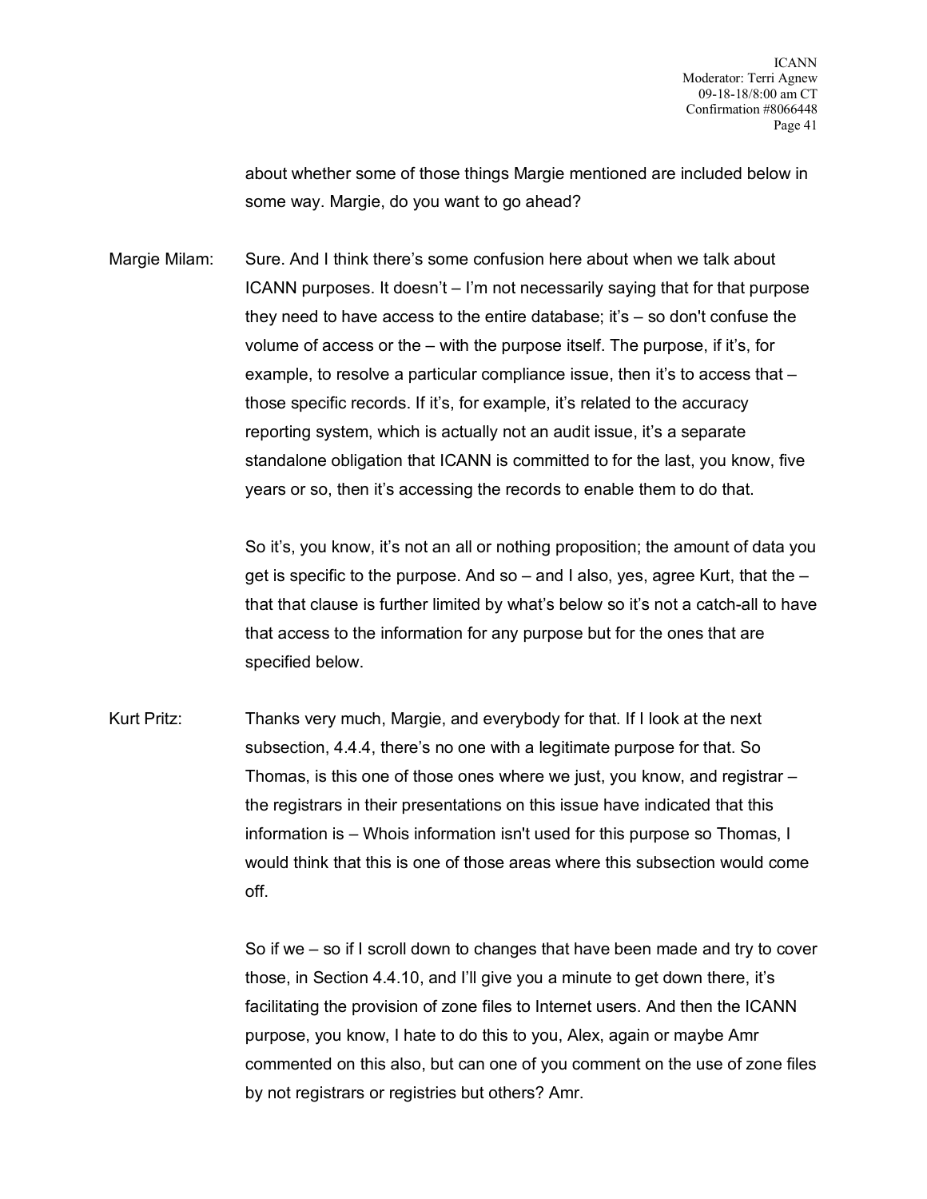about whether some of those things Margie mentioned are included below in some way. Margie, do you want to go ahead?

Margie Milam: Sure. And I think there's some confusion here about when we talk about ICANN purposes. It doesn't – I'm not necessarily saying that for that purpose they need to have access to the entire database; it's – so don't confuse the volume of access or the – with the purpose itself. The purpose, if it's, for example, to resolve a particular compliance issue, then it's to access that – those specific records. If it's, for example, it's related to the accuracy reporting system, which is actually not an audit issue, it's a separate standalone obligation that ICANN is committed to for the last, you know, five years or so, then it's accessing the records to enable them to do that.

So it's, you know, it's not an all or nothing proposition; the amount of data you get is specific to the purpose. And so – and I also, yes, agree Kurt, that the – that that clause is further limited by what's below so it's not a catch-all to have that access to the information for any purpose but for the ones that are specified below.

Kurt Pritz: Thanks very much, Margie, and everybody for that. If I look at the next subsection, 4.4.4, there's no one with a legitimate purpose for that. So Thomas, is this one of those ones where we just, you know, and registrar – the registrars in their presentations on this issue have indicated that this information is – Whois information isn't used for this purpose so Thomas, I would think that this is one of those areas where this subsection would come off.

So if we – so if I scroll down to changes that have been made and try to cover those, in Section 4.4.10, and I'll give you a minute to get down there, it's facilitating the provision of zone files to Internet users. And then the ICANN purpose, you know, I hate to do this to you, Alex, again or maybe Amr commented on this also, but can one of you comment on the use of zone files by not registrars or registries but others? Amr.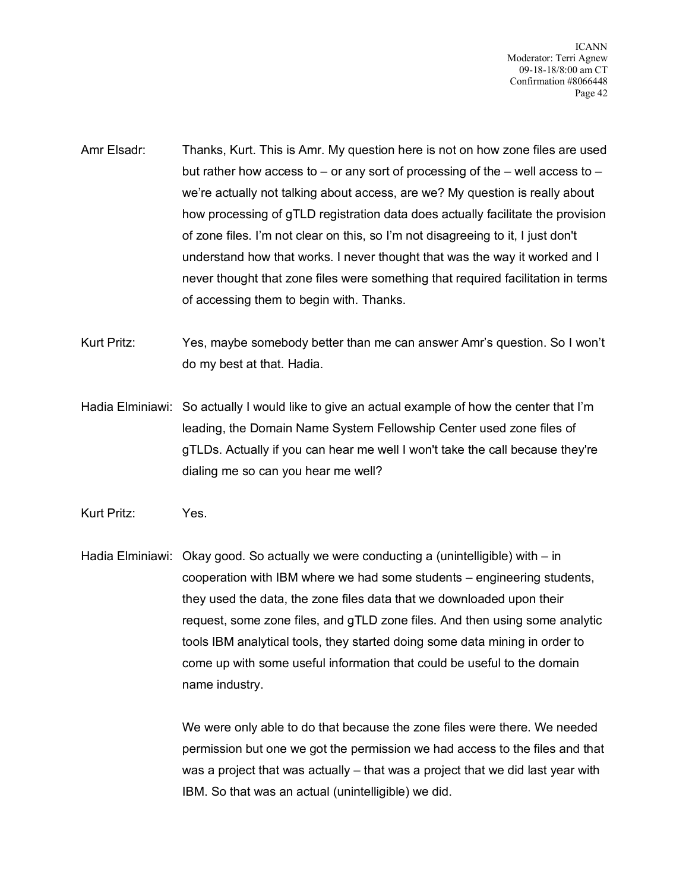Amr Elsadr: Thanks, Kurt. This is Amr. My question here is not on how zone files are used but rather how access to – or any sort of processing of the – well access to – we're actually not talking about access, are we? My question is really about how processing of gTLD registration data does actually facilitate the provision of zone files. I'm not clear on this, so I'm not disagreeing to it, I just don't understand how that works. I never thought that was the way it worked and I never thought that zone files were something that required facilitation in terms of accessing them to begin with. Thanks.

Kurt Pritz: Yes, maybe somebody better than me can answer Amr's question. So I won't do my best at that. Hadia.

Hadia Elminiawi: So actually I would like to give an actual example of how the center that I'm leading, the Domain Name System Fellowship Center used zone files of gTLDs. Actually if you can hear me well I won't take the call because they're dialing me so can you hear me well?

Kurt Pritz: Yes.

Hadia Elminiawi: Okay good. So actually we were conducting a (unintelligible) with – in cooperation with IBM where we had some students – engineering students, they used the data, the zone files data that we downloaded upon their request, some zone files, and gTLD zone files. And then using some analytic tools IBM analytical tools, they started doing some data mining in order to come up with some useful information that could be useful to the domain name industry.

We were only able to do that because the zone files were there. We needed permission but one we got the permission we had access to the files and that was a project that was actually – that was a project that we did last year with IBM. So that was an actual (unintelligible) we did.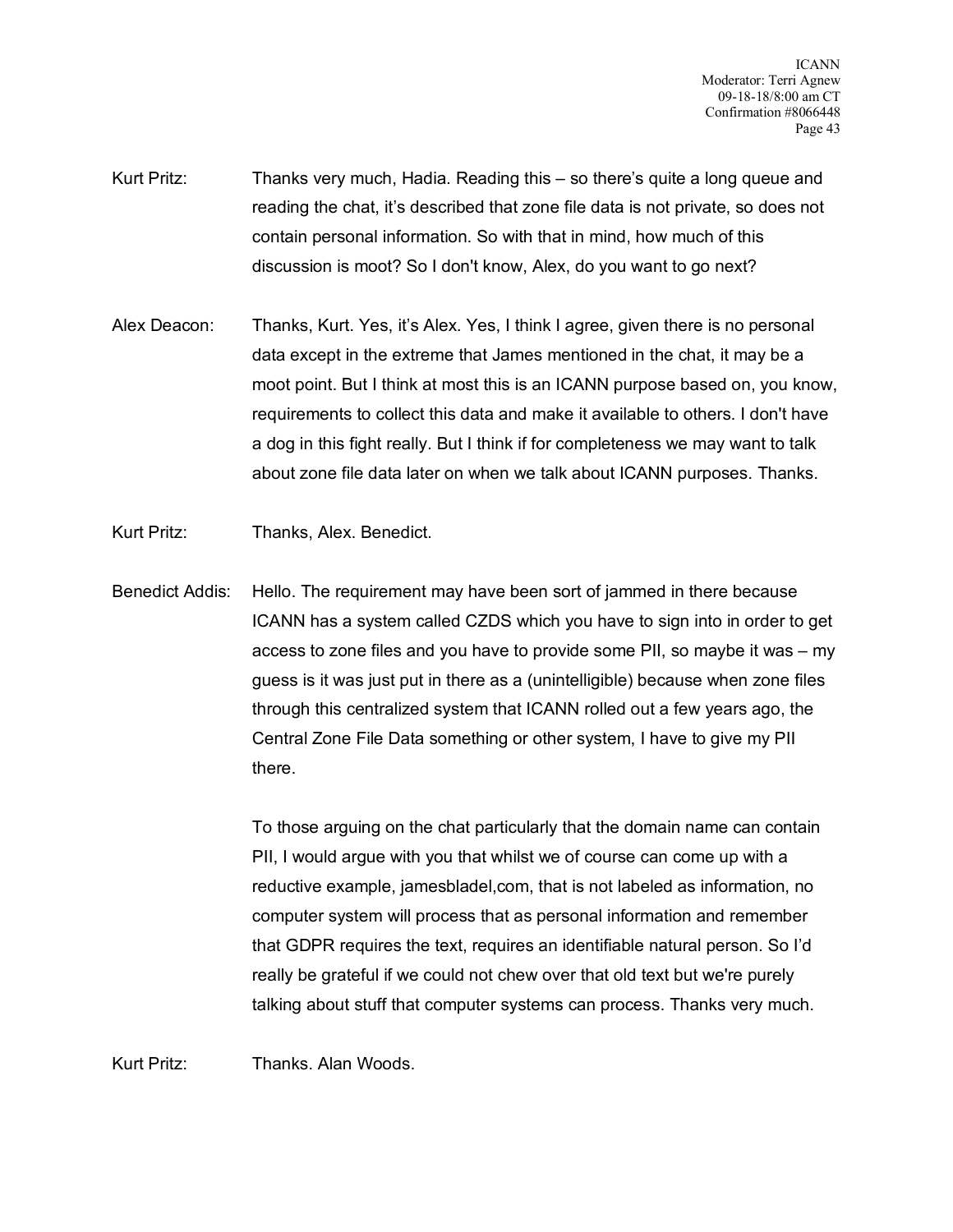Kurt Pritz: Thanks very much, Hadia. Reading this – so there's quite a long queue and reading the chat, it's described that zone file data is not private, so does not contain personal information. So with that in mind, how much of this discussion is moot? So I don't know, Alex, do you want to go next?

Alex Deacon: Thanks, Kurt. Yes, it's Alex. Yes, I think I agree, given there is no personal data except in the extreme that James mentioned in the chat, it may be a moot point. But I think at most this is an ICANN purpose based on, you know, requirements to collect this data and make it available to others. I don't have a dog in this fight really. But I think if for completeness we may want to talk about zone file data later on when we talk about ICANN purposes. Thanks.

Kurt Pritz: Thanks, Alex. Benedict.

Benedict Addis: Hello. The requirement may have been sort of jammed in there because ICANN has a system called CZDS which you have to sign into in order to get access to zone files and you have to provide some PII, so maybe it was – my guess is it was just put in there as a (unintelligible) because when zone files through this centralized system that ICANN rolled out a few years ago, the Central Zone File Data something or other system, I have to give my PII there.

To those arguing on the chat particularly that the domain name can contain PII, I would argue with you that whilst we of course can come up with a reductive example, jamesbladel,com, that is not labeled as information, no computer system will process that as personal information and remember that GDPR requires the text, requires an identifiable natural person. So I'd really be grateful if we could not chew over that old text but we're purely talking about stuff that computer systems can process. Thanks very much.

Kurt Pritz: Thanks. Alan Woods.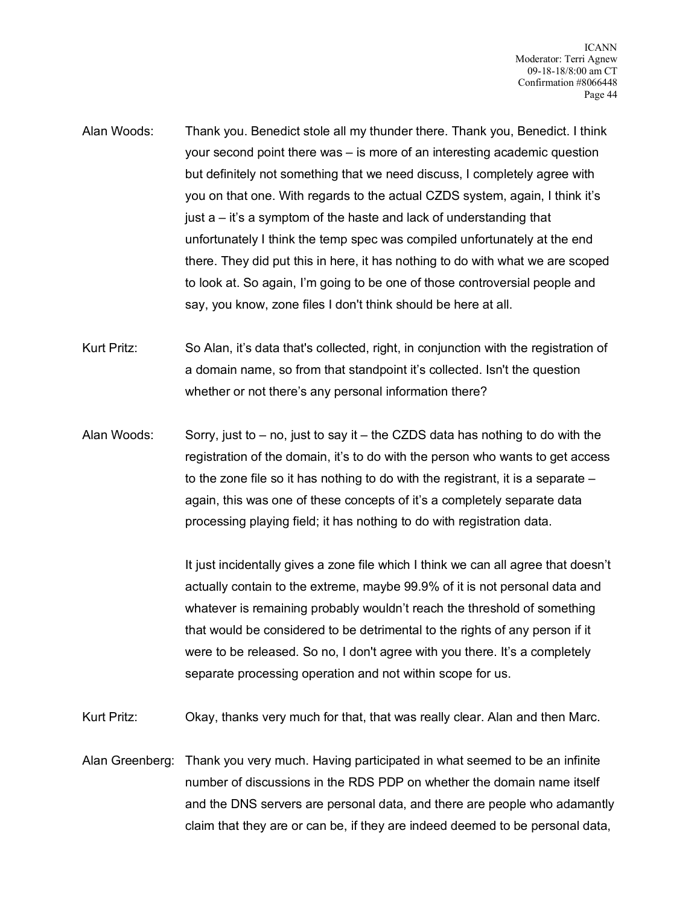Alan Woods: Thank you. Benedict stole all my thunder there. Thank you, Benedict. I think your second point there was – is more of an interesting academic question but definitely not something that we need discuss, I completely agree with you on that one. With regards to the actual CZDS system, again, I think it's just a – it's a symptom of the haste and lack of understanding that unfortunately I think the temp spec was compiled unfortunately at the end there. They did put this in here, it has nothing to do with what we are scoped to look at. So again, I'm going to be one of those controversial people and say, you know, zone files I don't think should be here at all.

Kurt Pritz: So Alan, it's data that's collected, right, in conjunction with the registration of a domain name, so from that standpoint it's collected. Isn't the question whether or not there's any personal information there?

Alan Woods: Sorry, just to – no, just to say it – the CZDS data has nothing to do with the registration of the domain, it's to do with the person who wants to get access to the zone file so it has nothing to do with the registrant, it is a separate – again, this was one of these concepts of it's a completely separate data processing playing field; it has nothing to do with registration data.

It just incidentally gives a zone file which I think we can all agree that doesn't actually contain to the extreme, maybe 99.9% of it is not personal data and whatever is remaining probably wouldn't reach the threshold of something that would be considered to be detrimental to the rights of any person if it were to be released. So no, I don't agree with you there. It's a completely separate processing operation and not within scope for us.

Kurt Pritz: Okay, thanks very much for that, that was really clear. Alan and then Marc.

Alan Greenberg: Thank you very much. Having participated in what seemed to be an infinite number of discussions in the RDS PDP on whether the domain name itself and the DNS servers are personal data, and there are people who adamantly claim that they are or can be, if they are indeed deemed to be personal data,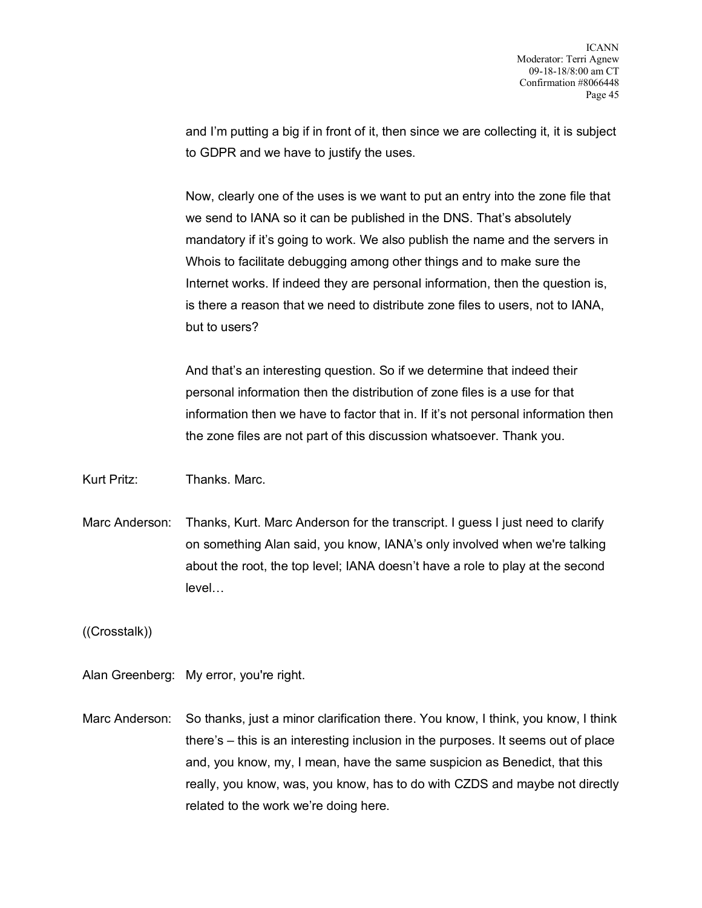and I'm putting a big if in front of it, then since we are collecting it, it is subject to GDPR and we have to justify the uses.

Now, clearly one of the uses is we want to put an entry into the zone file that we send to IANA so it can be published in the DNS. That's absolutely mandatory if it's going to work. We also publish the name and the servers in Whois to facilitate debugging among other things and to make sure the Internet works. If indeed they are personal information, then the question is, is there a reason that we need to distribute zone files to users, not to IANA, but to users?

And that's an interesting question. So if we determine that indeed their personal information then the distribution of zone files is a use for that information then we have to factor that in. If it's not personal information then the zone files are not part of this discussion whatsoever. Thank you.

Kurt Pritz: Thanks. Marc.

Marc Anderson: Thanks, Kurt. Marc Anderson for the transcript. I guess I just need to clarify on something Alan said, you know, IANA's only involved when we're talking about the root, the top level; IANA doesn't have a role to play at the second level…

((Crosstalk))

Alan Greenberg: My error, you're right.

Marc Anderson: So thanks, just a minor clarification there. You know, I think, you know, I think there's – this is an interesting inclusion in the purposes. It seems out of place and, you know, my, I mean, have the same suspicion as Benedict, that this really, you know, was, you know, has to do with CZDS and maybe not directly related to the work we're doing here.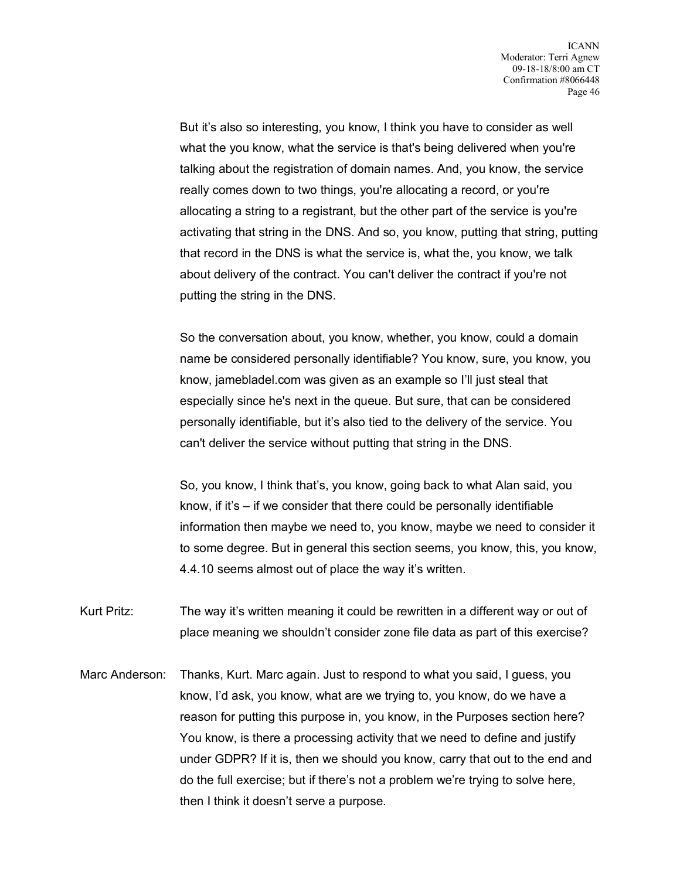But it's also so interesting, you know, I think you have to consider as well what the you know, what the service is that's being delivered when you're talking about the registration of domain names. And, you know, the service really comes down to two things, you're allocating a record, or you're allocating a string to a registrant, but the other part of the service is you're activating that string in the DNS. And so, you know, putting that string, putting that record in the DNS is what the service is, what the, you know, we talk about delivery of the contract. You can't deliver the contract if you're not putting the string in the DNS.

So the conversation about, you know, whether, you know, could a domain name be considered personally identifiable? You know, sure, you know, you know, jamebladel.com was given as an example so I'll just steal that especially since he's next in the queue. But sure, that can be considered personally identifiable, but it's also tied to the delivery of the service. You can't deliver the service without putting that string in the DNS.

So, you know, I think that's, you know, going back to what Alan said, you know, if it's – if we consider that there could be personally identifiable information then maybe we need to, you know, maybe we need to consider it to some degree. But in general this section seems, you know, this, you know, 4.4.10 seems almost out of place the way it's written.

Kurt Pritz: The way it's written meaning it could be rewritten in a different way or out of place meaning we shouldn't consider zone file data as part of this exercise?

Marc Anderson: Thanks, Kurt. Marc again. Just to respond to what you said, I guess, you know, I'd ask, you know, what are we trying to, you know, do we have a reason for putting this purpose in, you know, in the Purposes section here? You know, is there a processing activity that we need to define and justify under GDPR? If it is, then we should you know, carry that out to the end and do the full exercise; but if there's not a problem we're trying to solve here, then I think it doesn't serve a purpose.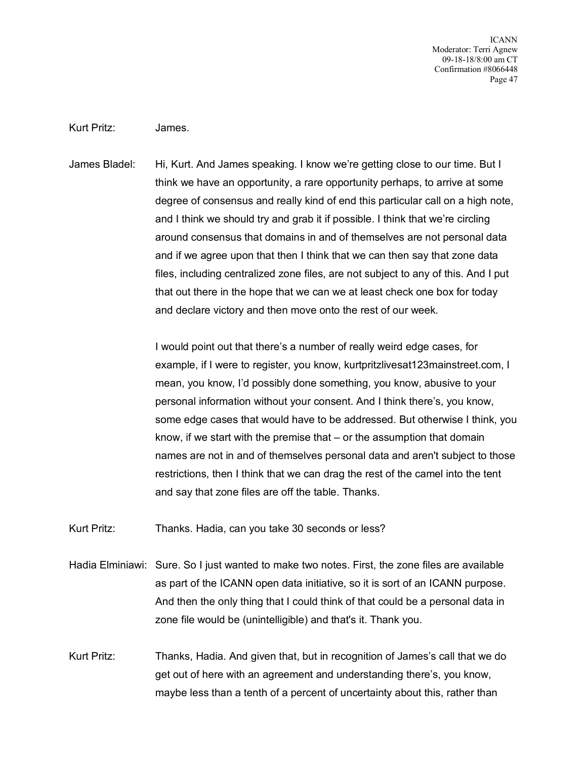Kurt Pritz: James.

James Bladel: Hi, Kurt. And James speaking. I know we're getting close to our time. But I think we have an opportunity, a rare opportunity perhaps, to arrive at some degree of consensus and really kind of end this particular call on a high note, and I think we should try and grab it if possible. I think that we're circling around consensus that domains in and of themselves are not personal data and if we agree upon that then I think that we can then say that zone data files, including centralized zone files, are not subject to any of this. And I put that out there in the hope that we can we at least check one box for today and declare victory and then move onto the rest of our week.

I would point out that there's a number of really weird edge cases, for example, if I were to register, you know, kurtpritzlivesat123mainstreet.com, I mean, you know, I'd possibly done something, you know, abusive to your personal information without your consent. And I think there's, you know, some edge cases that would have to be addressed. But otherwise I think, you know, if we start with the premise that – or the assumption that domain names are not in and of themselves personal data and aren't subject to those restrictions, then I think that we can drag the rest of the camel into the tent and say that zone files are off the table. Thanks.

Kurt Pritz: Thanks. Hadia, can you take 30 seconds or less?

Hadia Elminiawi: Sure. So I just wanted to make two notes. First, the zone files are available as part of the ICANN open data initiative, so it is sort of an ICANN purpose. And then the only thing that I could think of that could be a personal data in zone file would be (unintelligible) and that's it. Thank you.

Kurt Pritz: Thanks, Hadia. And given that, but in recognition of James's call that we do get out of here with an agreement and understanding there's, you know, maybe less than a tenth of a percent of uncertainty about this, rather than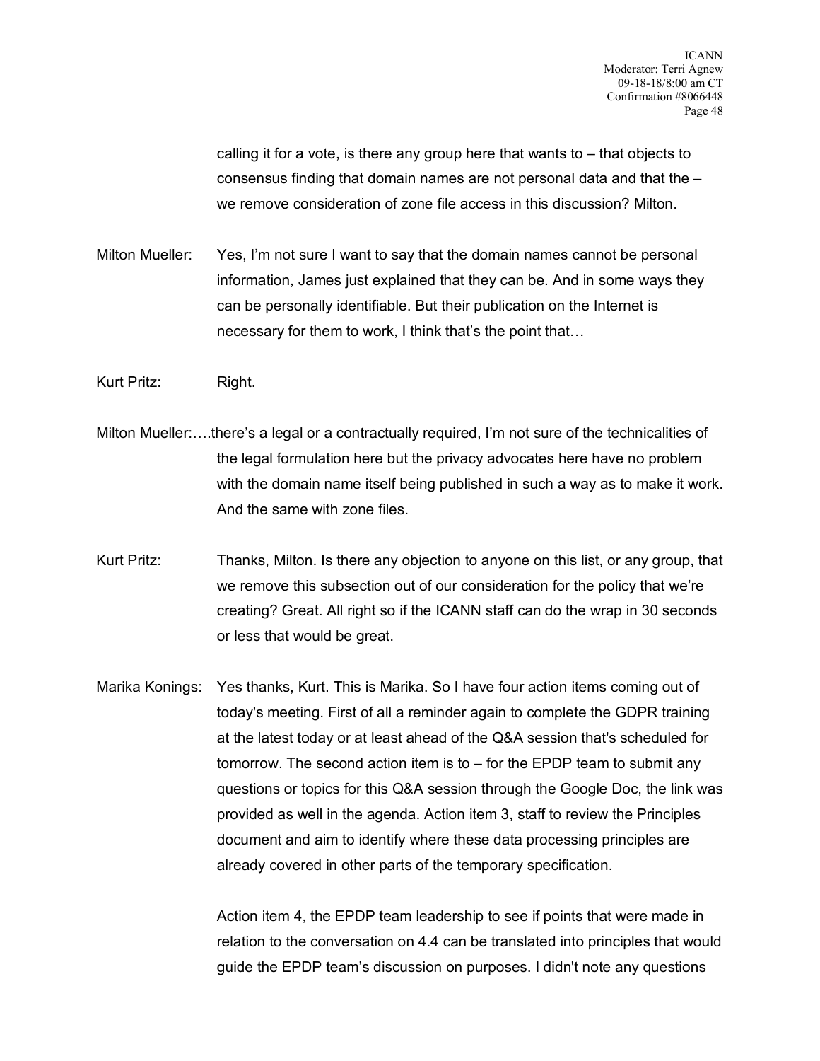calling it for a vote, is there any group here that wants to – that objects to consensus finding that domain names are not personal data and that the – we remove consideration of zone file access in this discussion? Milton.

Milton Mueller: Yes, I'm not sure I want to say that the domain names cannot be personal information, James just explained that they can be. And in some ways they can be personally identifiable. But their publication on the Internet is necessary for them to work, I think that's the point that…

Kurt Pritz: Right.

Milton Mueller:….there's a legal or a contractually required, I'm not sure of the technicalities of the legal formulation here but the privacy advocates here have no problem with the domain name itself being published in such a way as to make it work. And the same with zone files.

Kurt Pritz: Thanks, Milton. Is there any objection to anyone on this list, or any group, that we remove this subsection out of our consideration for the policy that we're creating? Great. All right so if the ICANN staff can do the wrap in 30 seconds or less that would be great.

Marika Konings: Yes thanks, Kurt. This is Marika. So I have four action items coming out of today's meeting. First of all a reminder again to complete the GDPR training at the latest today or at least ahead of the Q&A session that's scheduled for tomorrow. The second action item is to – for the EPDP team to submit any questions or topics for this Q&A session through the Google Doc, the link was provided as well in the agenda. Action item 3, staff to review the Principles document and aim to identify where these data processing principles are already covered in other parts of the temporary specification.

Action item 4, the EPDP team leadership to see if points that were made in relation to the conversation on 4.4 can be translated into principles that would guide the EPDP team's discussion on purposes. I didn't note any questions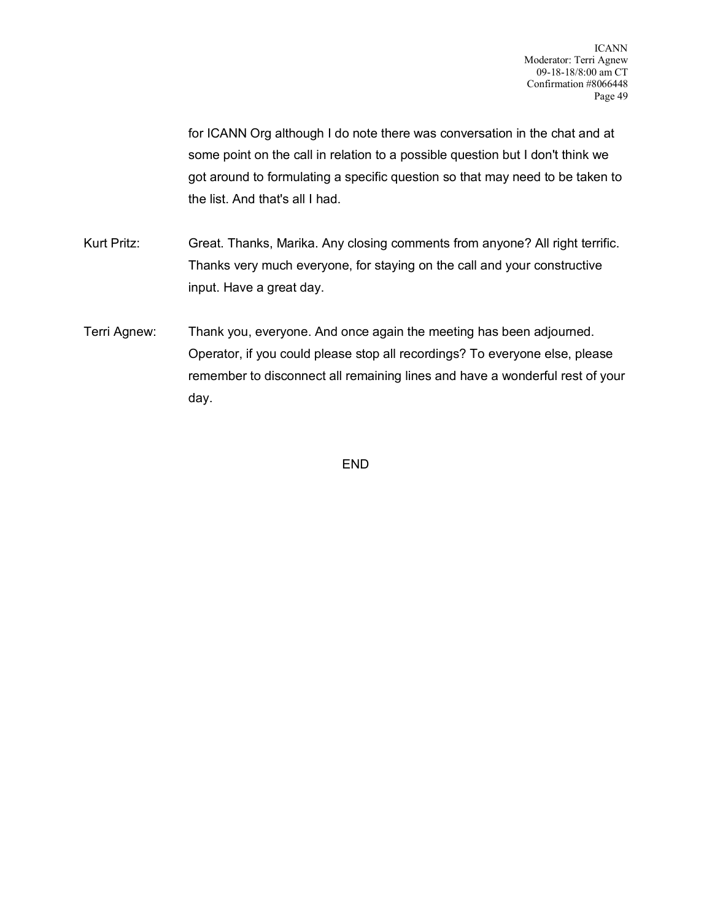for ICANN Org although I do note there was conversation in the chat and at some point on the call in relation to a possible question but I don't think we got around to formulating a specific question so that may need to be taken to the list. And that's all I had.

Kurt Pritz: Great. Thanks, Marika. Any closing comments from anyone? All right terrific. Thanks very much everyone, for staying on the call and your constructive input. Have a great day.

Terri Agnew: Thank you, everyone. And once again the meeting has been adjourned. Operator, if you could please stop all recordings? To everyone else, please remember to disconnect all remaining lines and have a wonderful rest of your day.

END